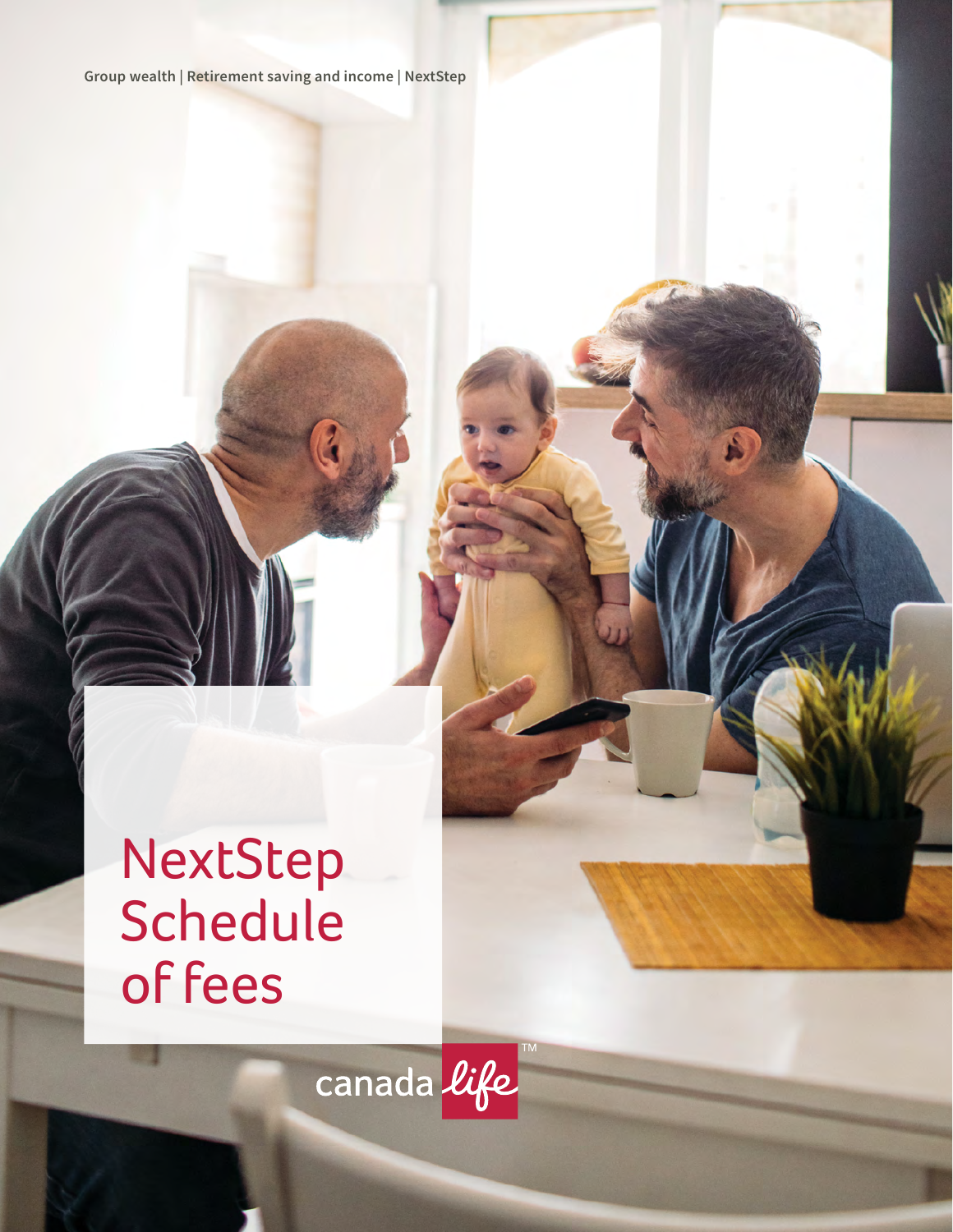Group wealth | Retirement saving and income | NextStep

# NextStep Schedule of fees

canada life™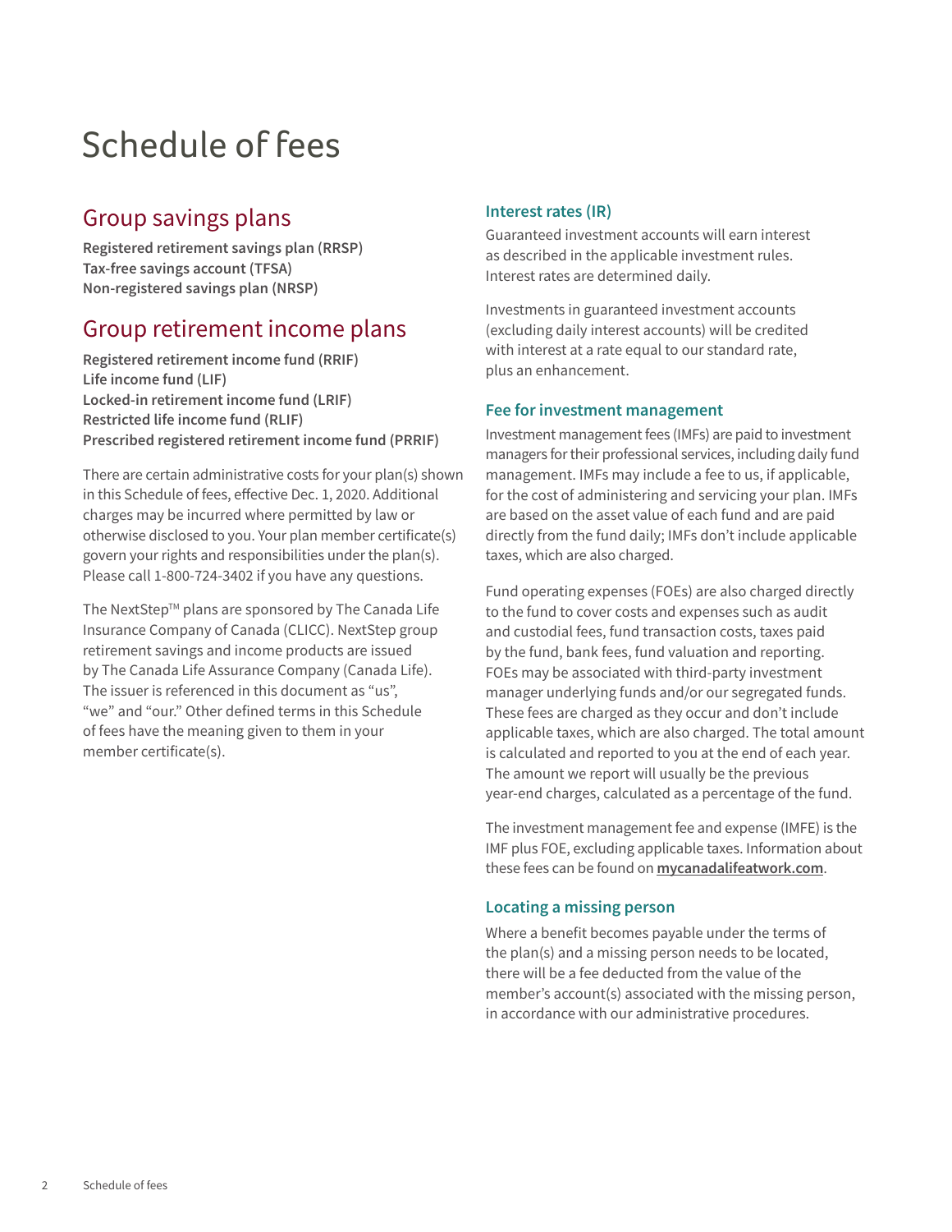# Schedule of fees

## Group savings plans

**Registered retirement savings plan (RRSP)**
**Tax-free savings account (TFSA)**
**Non-registered savings plan (NRSP)**

## Group retirement income plans

**Registered retirement income fund (RRIF)**
**Life income fund (LIF)**
**Locked-in retirement income fund (LRIF)**
**Restricted life income fund (RLIF)**
**Prescribed registered retirement income fund (PRRIF)**

There are certain administrative costs for your plan(s) shown in this Schedule of fees, effective Dec. 1, 2020. Additional charges may be incurred where permitted by law or otherwise disclosed to you. Your plan member certificate(s) govern your rights and responsibilities under the plan(s). Please call 1-800-724-3402 if you have any questions.

The NextStep™ plans are sponsored by The Canada Life Insurance Company of Canada (CLICC). NextStep group retirement savings and income products are issued by The Canada Life Assurance Company (Canada Life). The issuer is referenced in this document as "us", "we" and "our." Other defined terms in this Schedule of fees have the meaning given to them in your member certificate(s).

### Interest rates (IR)

Guaranteed investment accounts will earn interest as described in the applicable investment rules. Interest rates are determined daily.

Investments in guaranteed investment accounts (excluding daily interest accounts) will be credited with interest at a rate equal to our standard rate, plus an enhancement.

### Fee for investment management

Investment management fees (IMFs) are paid to investment managers for their professional services, including daily fund management. IMFs may include a fee to us, if applicable, for the cost of administering and servicing your plan. IMFs are based on the asset value of each fund and are paid directly from the fund daily; IMFs don't include applicable taxes, which are also charged.

Fund operating expenses (FOEs) are also charged directly to the fund to cover costs and expenses such as audit and custodial fees, fund transaction costs, taxes paid by the fund, bank fees, fund valuation and reporting. FOEs may be associated with third-party investment manager underlying funds and/or our segregated funds. These fees are charged as they occur and don't include applicable taxes, which are also charged. The total amount is calculated and reported to you at the end of each year. The amount we report will usually be the previous year-end charges, calculated as a percentage of the fund.

The investment management fee and expense (IMFE) is the IMF plus FOE, excluding applicable taxes. Information about these fees can be found on **mycanadalifeatwork.com**.

### Locating a missing person

Where a benefit becomes payable under the terms of the plan(s) and a missing person needs to be located, there will be a fee deducted from the value of the member's account(s) associated with the missing person, in accordance with our administrative procedures.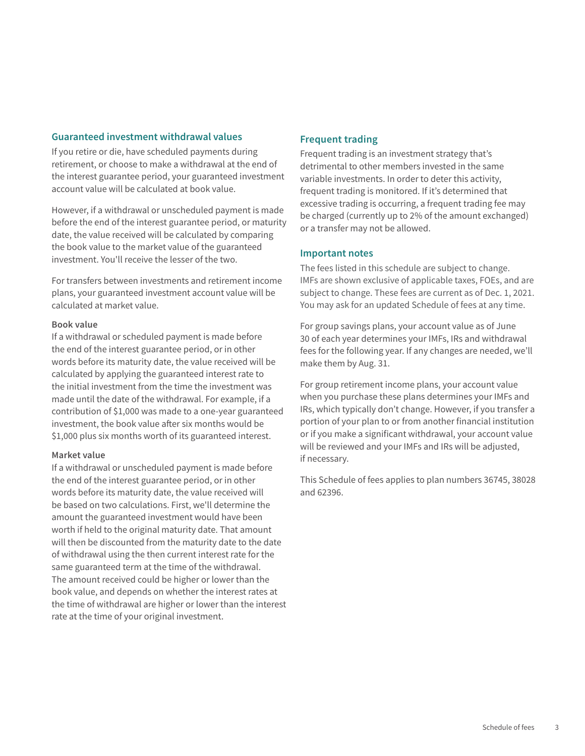## Guaranteed investment withdrawal values

If you retire or die, have scheduled payments during retirement, or choose to make a withdrawal at the end of the interest guarantee period, your guaranteed investment account value will be calculated at book value.

However, if a withdrawal or unscheduled payment is made before the end of the interest guarantee period, or maturity date, the value received will be calculated by comparing the book value to the market value of the guaranteed investment. You'll receive the lesser of the two.

For transfers between investments and retirement income plans, your guaranteed investment account value will be calculated at market value.

### Book value

If a withdrawal or scheduled payment is made before the end of the interest guarantee period, or in other words before its maturity date, the value received will be calculated by applying the guaranteed interest rate to the initial investment from the time the investment was made until the date of the withdrawal. For example, if a contribution of $1,000 was made to a one-year guaranteed investment, the book value after six months would be $1,000 plus six months worth of its guaranteed interest.

### Market value

If a withdrawal or unscheduled payment is made before the end of the interest guarantee period, or in other words before its maturity date, the value received will be based on two calculations. First, we'll determine the amount the guaranteed investment would have been worth if held to the original maturity date. That amount will then be discounted from the maturity date to the date of withdrawal using the then current interest rate for the same guaranteed term at the time of the withdrawal. The amount received could be higher or lower than the book value, and depends on whether the interest rates at the time of withdrawal are higher or lower than the interest rate at the time of your original investment.

## Frequent trading

Frequent trading is an investment strategy that's detrimental to other members invested in the same variable investments. In order to deter this activity, frequent trading is monitored. If it's determined that excessive trading is occurring, a frequent trading fee may be charged (currently up to 2% of the amount exchanged) or a transfer may not be allowed.

## Important notes

The fees listed in this schedule are subject to change. IMFs are shown exclusive of applicable taxes, FOEs, and are subject to change. These fees are current as of Dec. 1, 2021. You may ask for an updated Schedule of fees at any time.

For group savings plans, your account value as of June 30 of each year determines your IMFs, IRs and withdrawal fees for the following year. If any changes are needed, we'll make them by Aug. 31.

For group retirement income plans, your account value when you purchase these plans determines your IMFs and IRs, which typically don't change. However, if you transfer a portion of your plan to or from another financial institution or if you make a significant withdrawal, your account value will be reviewed and your IMFs and IRs will be adjusted, if necessary.

This Schedule of fees applies to plan numbers 36745, 38028 and 62396.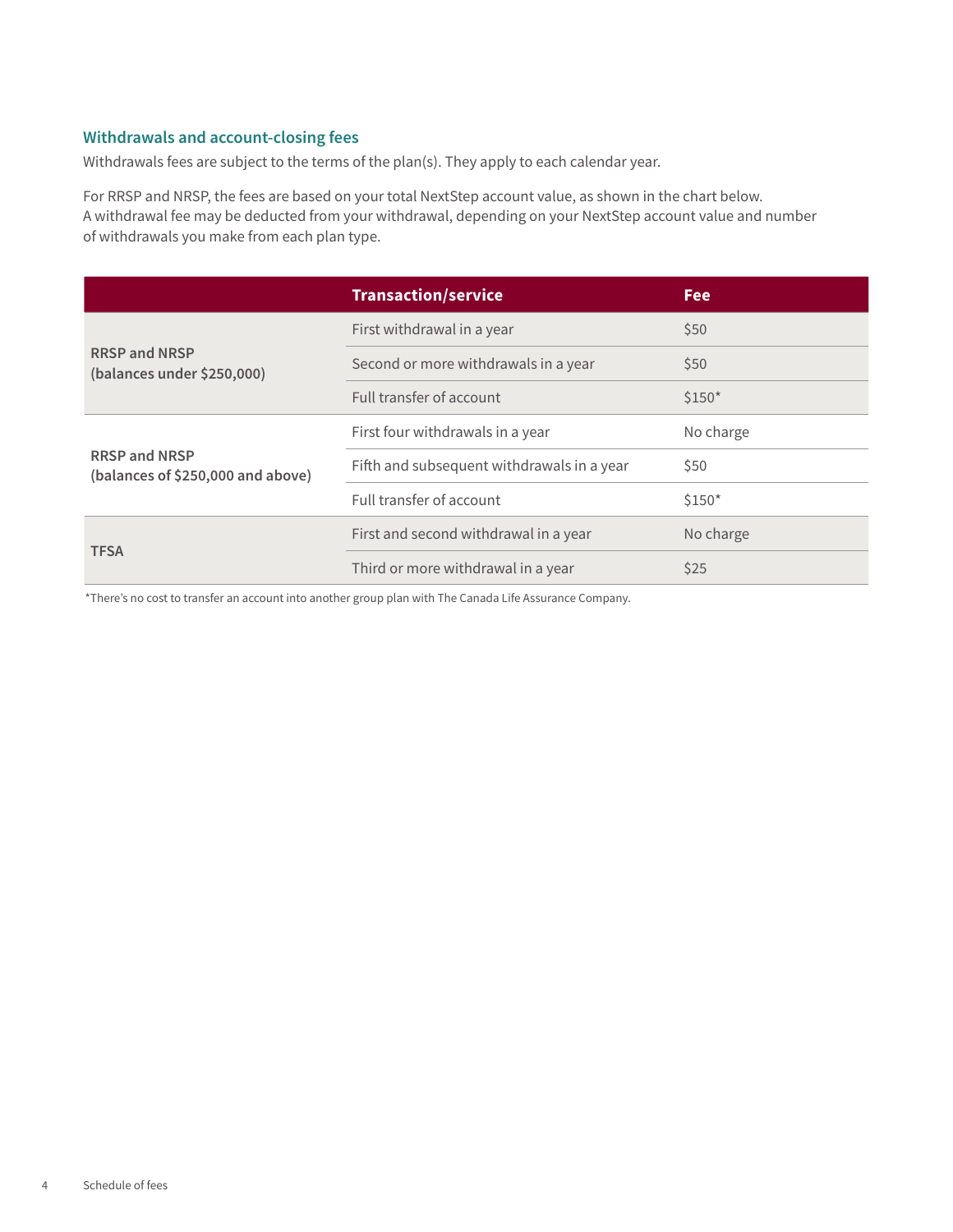## Withdrawals and account-closing fees

Withdrawals fees are subject to the terms of the plan(s). They apply to each calendar year.

For RRSP and NRSP, the fees are based on your total NextStep account value, as shown in the chart below. A withdrawal fee may be deducted from your withdrawal, depending on your NextStep account value and number of withdrawals you make from each plan type.

| | Transaction/service | Fee |
|---|---|---|
| **RRSP and NRSP (balances under $250,000)** | First withdrawal in a year | $50 |
| | Second or more withdrawals in a year | $50 |
| | Full transfer of account | $150* |
| **RRSP and NRSP (balances of $250,000 and above)** | First four withdrawals in a year | No charge |
| | Fifth and subsequent withdrawals in a year | $50 |
| | Full transfer of account | $150* |
| **TFSA** | First and second withdrawal in a year | No charge |
| | Third or more withdrawal in a year | $25 |

*There's no cost to transfer an account into another group plan with The Canada Life Assurance Company.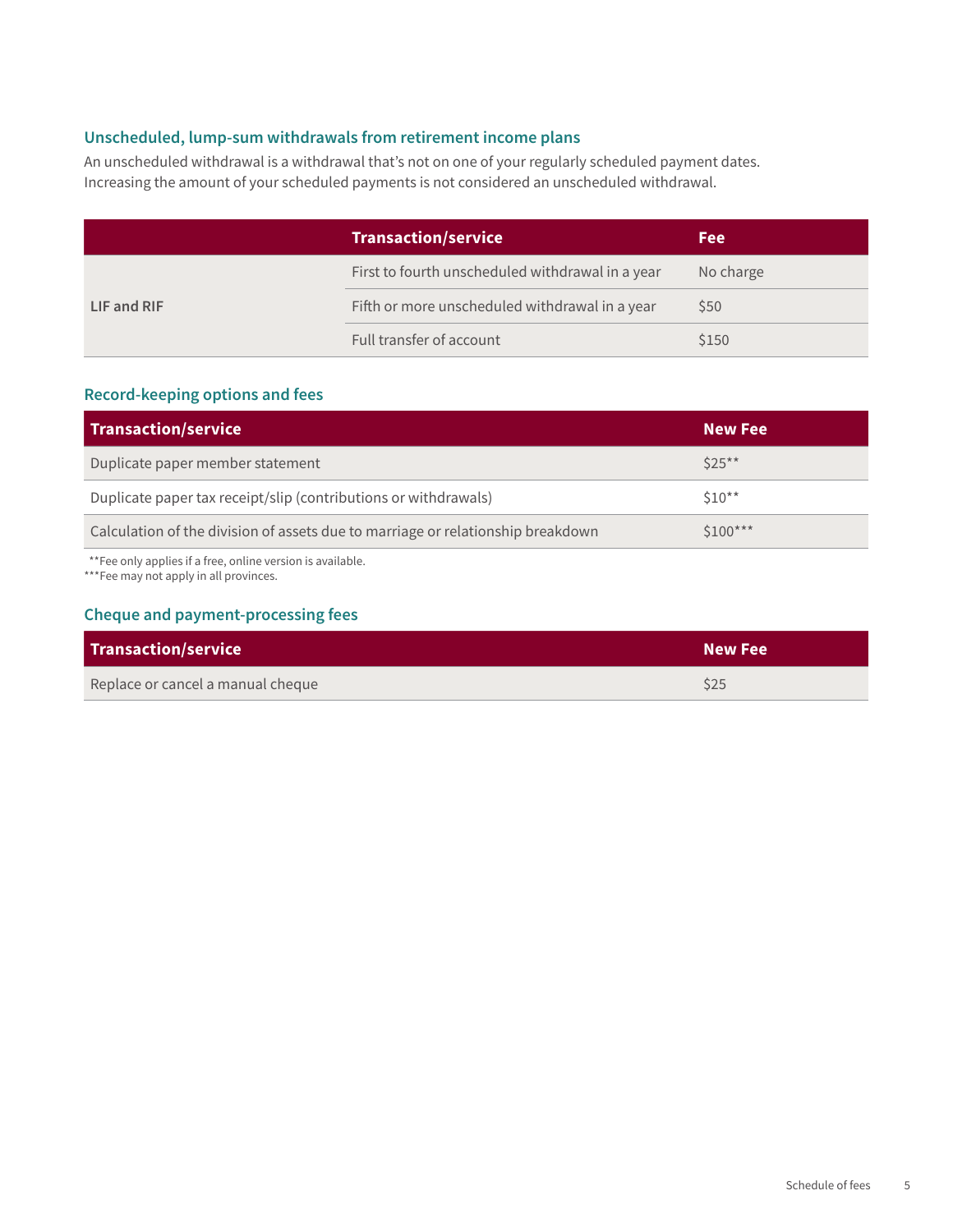### Unscheduled, lump-sum withdrawals from retirement income plans

An unscheduled withdrawal is a withdrawal that's not on one of your regularly scheduled payment dates. Increasing the amount of your scheduled payments is not considered an unscheduled withdrawal.

| | Transaction/service | Fee |
|---|---|---|
| LIF and RIF | First to fourth unscheduled withdrawal in a year | No charge |
| | Fifth or more unscheduled withdrawal in a year | $50 |
| | Full transfer of account | $150 |

### Record-keeping options and fees

| Transaction/service | New Fee |
|---|---|
| Duplicate paper member statement | $25** |
| Duplicate paper tax receipt/slip (contributions or withdrawals) | $10** |
| Calculation of the division of assets due to marriage or relationship breakdown | $100*** |

**Fee only applies if a free, online version is available.
***Fee may not apply in all provinces.

### Cheque and payment-processing fees

| Transaction/service | New Fee |
|---|---|
| Replace or cancel a manual cheque | $25 |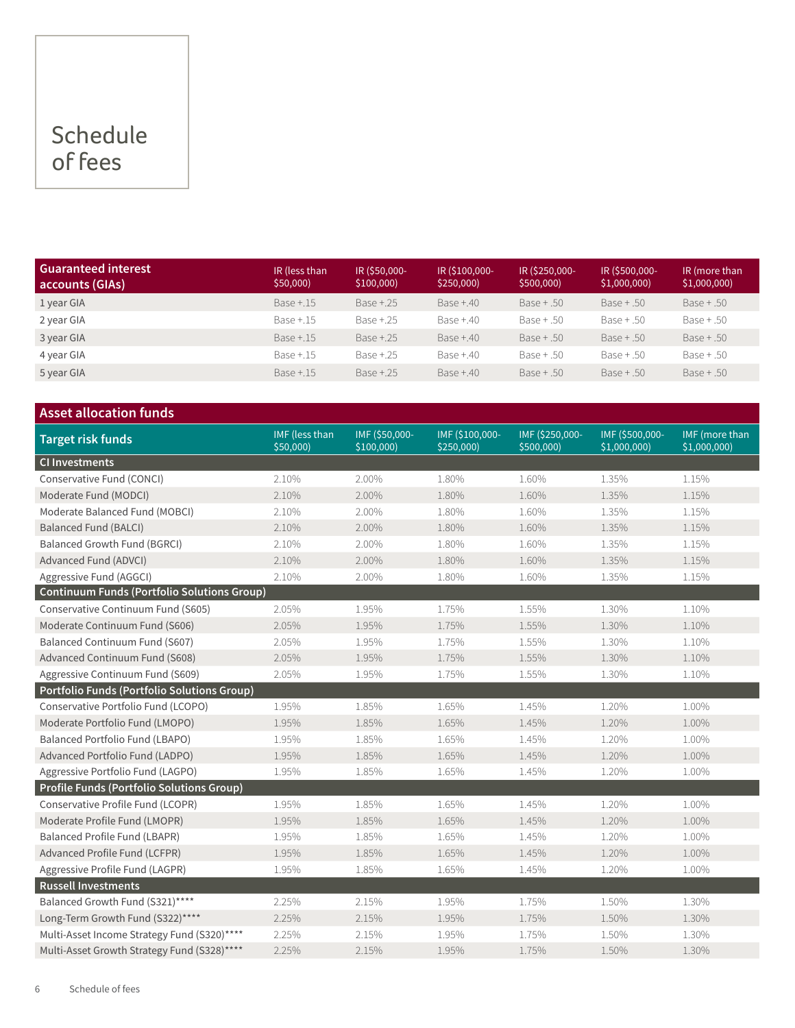# Schedule of fees

| Guaranteed interest accounts (GIAs) | IR (less than $50,000) | IR ($50,000-$100,000) | IR ($100,000-$250,000) | IR ($250,000-$500,000) | IR ($500,000-$1,000,000) | IR (more than $1,000,000) |
|---|---|---|---|---|---|---|
| 1 year GIA | Base +.15 | Base +.25 | Base +.40 | Base + .50 | Base + .50 | Base + .50 |
| 2 year GIA | Base +.15 | Base +.25 | Base +.40 | Base + .50 | Base + .50 | Base + .50 |
| 3 year GIA | Base +.15 | Base +.25 | Base +.40 | Base + .50 | Base + .50 | Base + .50 |
| 4 year GIA | Base +.15 | Base +.25 | Base +.40 | Base + .50 | Base + .50 | Base + .50 |
| 5 year GIA | Base +.15 | Base +.25 | Base +.40 | Base + .50 | Base + .50 | Base + .50 |

## Asset allocation funds

| Target risk funds | IMF (less than $50,000) | IMF ($50,000-$100,000) | IMF ($100,000-$250,000) | IMF ($250,000-$500,000) | IMF ($500,000-$1,000,000) | IMF (more than $1,000,000) |
|---|---|---|---|---|---|---|
| **CI Investments** | | | | | | |
| Conservative Fund (CONCI) | 2.10% | 2.00% | 1.80% | 1.60% | 1.35% | 1.15% |
| Moderate Fund (MODCI) | 2.10% | 2.00% | 1.80% | 1.60% | 1.35% | 1.15% |
| Moderate Balanced Fund (MOBCI) | 2.10% | 2.00% | 1.80% | 1.60% | 1.35% | 1.15% |
| Balanced Fund (BALCI) | 2.10% | 2.00% | 1.80% | 1.60% | 1.35% | 1.15% |
| Balanced Growth Fund (BGRCI) | 2.10% | 2.00% | 1.80% | 1.60% | 1.35% | 1.15% |
| Advanced Fund (ADVCI) | 2.10% | 2.00% | 1.80% | 1.60% | 1.35% | 1.15% |
| Aggressive Fund (AGGCI) | 2.10% | 2.00% | 1.80% | 1.60% | 1.35% | 1.15% |
| **Continuum Funds (Portfolio Solutions Group)** | | | | | | |
| Conservative Continuum Fund (S605) | 2.05% | 1.95% | 1.75% | 1.55% | 1.30% | 1.10% |
| Moderate Continuum Fund (S606) | 2.05% | 1.95% | 1.75% | 1.55% | 1.30% | 1.10% |
| Balanced Continuum Fund (S607) | 2.05% | 1.95% | 1.75% | 1.55% | 1.30% | 1.10% |
| Advanced Continuum Fund (S608) | 2.05% | 1.95% | 1.75% | 1.55% | 1.30% | 1.10% |
| Aggressive Continuum Fund (S609) | 2.05% | 1.95% | 1.75% | 1.55% | 1.30% | 1.10% |
| **Portfolio Funds (Portfolio Solutions Group)** | | | | | | |
| Conservative Portfolio Fund (LCOPO) | 1.95% | 1.85% | 1.65% | 1.45% | 1.20% | 1.00% |
| Moderate Portfolio Fund (LMOPO) | 1.95% | 1.85% | 1.65% | 1.45% | 1.20% | 1.00% |
| Balanced Portfolio Fund (LBAPO) | 1.95% | 1.85% | 1.65% | 1.45% | 1.20% | 1.00% |
| Advanced Portfolio Fund (LADPO) | 1.95% | 1.85% | 1.65% | 1.45% | 1.20% | 1.00% |
| Aggressive Portfolio Fund (LAGPO) | 1.95% | 1.85% | 1.65% | 1.45% | 1.20% | 1.00% |
| **Profile Funds (Portfolio Solutions Group)** | | | | | | |
| Conservative Profile Fund (LCOPR) | 1.95% | 1.85% | 1.65% | 1.45% | 1.20% | 1.00% |
| Moderate Profile Fund (LMOPR) | 1.95% | 1.85% | 1.65% | 1.45% | 1.20% | 1.00% |
| Balanced Profile Fund (LBAPR) | 1.95% | 1.85% | 1.65% | 1.45% | 1.20% | 1.00% |
| Advanced Profile Fund (LCFPR) | 1.95% | 1.85% | 1.65% | 1.45% | 1.20% | 1.00% |
| Aggressive Profile Fund (LAGPR) | 1.95% | 1.85% | 1.65% | 1.45% | 1.20% | 1.00% |
| **Russell Investments** | | | | | | |
| Balanced Growth Fund (S321)**** | 2.25% | 2.15% | 1.95% | 1.75% | 1.50% | 1.30% |
| Long-Term Growth Fund (S322)**** | 2.25% | 2.15% | 1.95% | 1.75% | 1.50% | 1.30% |
| Multi-Asset Income Strategy Fund (S320)**** | 2.25% | 2.15% | 1.95% | 1.75% | 1.50% | 1.30% |
| Multi-Asset Growth Strategy Fund (S328)**** | 2.25% | 2.15% | 1.95% | 1.75% | 1.50% | 1.30% |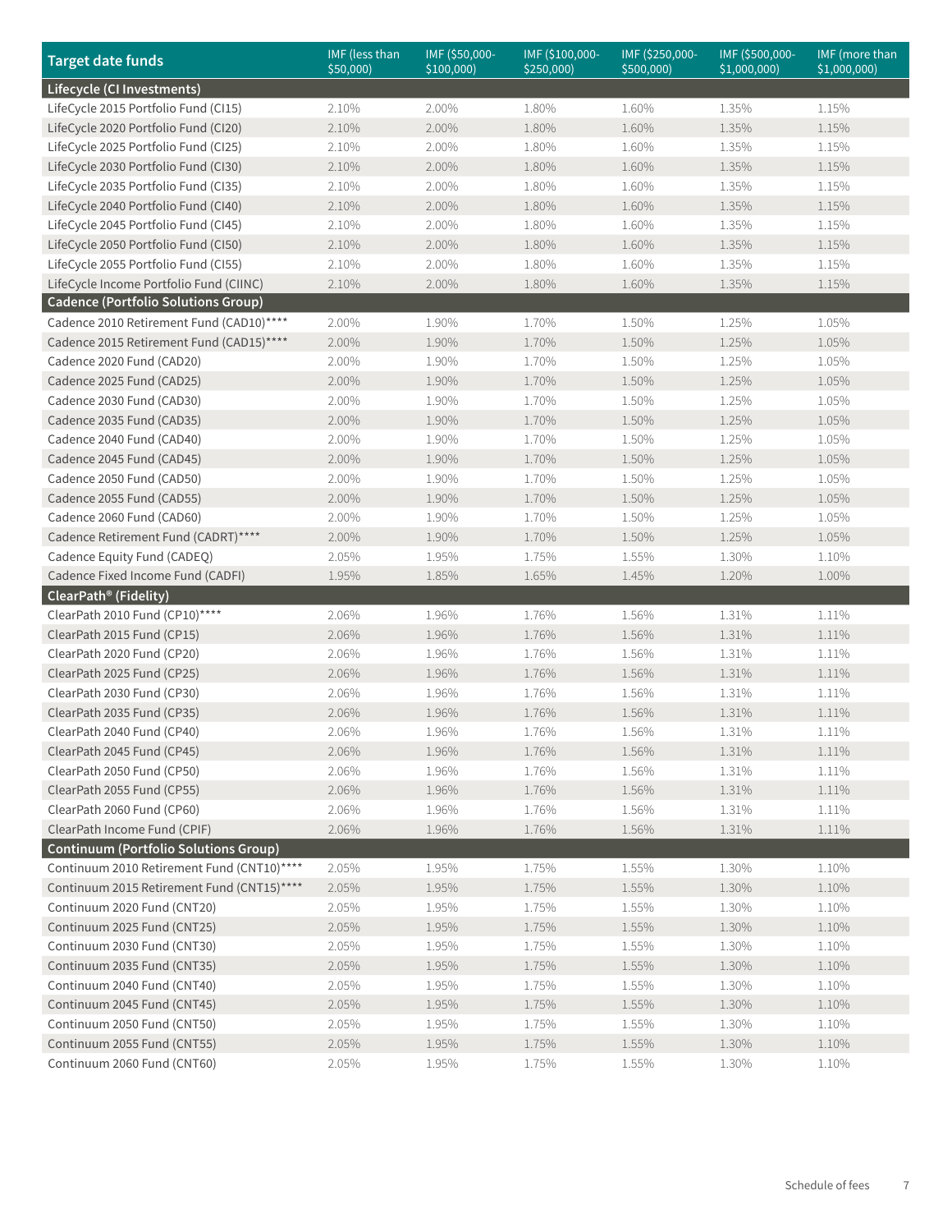| Target date funds | IMF (less than $50,000) | IMF ($50,000-$100,000) | IMF ($100,000-$250,000) | IMF ($250,000-$500,000) | IMF ($500,000-$1,000,000) | IMF (more than $1,000,000) |
|---|---|---|---|---|---|---|
| **Lifecycle (CI Investments)** | | | | | | |
| LifeCycle 2015 Portfolio Fund (CI15) | 2.10% | 2.00% | 1.80% | 1.60% | 1.35% | 1.15% |
| LifeCycle 2020 Portfolio Fund (CI20) | 2.10% | 2.00% | 1.80% | 1.60% | 1.35% | 1.15% |
| LifeCycle 2025 Portfolio Fund (CI25) | 2.10% | 2.00% | 1.80% | 1.60% | 1.35% | 1.15% |
| LifeCycle 2030 Portfolio Fund (CI30) | 2.10% | 2.00% | 1.80% | 1.60% | 1.35% | 1.15% |
| LifeCycle 2035 Portfolio Fund (CI35) | 2.10% | 2.00% | 1.80% | 1.60% | 1.35% | 1.15% |
| LifeCycle 2040 Portfolio Fund (CI40) | 2.10% | 2.00% | 1.80% | 1.60% | 1.35% | 1.15% |
| LifeCycle 2045 Portfolio Fund (CI45) | 2.10% | 2.00% | 1.80% | 1.60% | 1.35% | 1.15% |
| LifeCycle 2050 Portfolio Fund (CI50) | 2.10% | 2.00% | 1.80% | 1.60% | 1.35% | 1.15% |
| LifeCycle 2055 Portfolio Fund (CI55) | 2.10% | 2.00% | 1.80% | 1.60% | 1.35% | 1.15% |
| LifeCycle Income Portfolio Fund (CIINC) | 2.10% | 2.00% | 1.80% | 1.60% | 1.35% | 1.15% |
| **Cadence (Portfolio Solutions Group)** | | | | | | |
| Cadence 2010 Retirement Fund (CAD10)**** | 2.00% | 1.90% | 1.70% | 1.50% | 1.25% | 1.05% |
| Cadence 2015 Retirement Fund (CAD15)**** | 2.00% | 1.90% | 1.70% | 1.50% | 1.25% | 1.05% |
| Cadence 2020 Fund (CAD20) | 2.00% | 1.90% | 1.70% | 1.50% | 1.25% | 1.05% |
| Cadence 2025 Fund (CAD25) | 2.00% | 1.90% | 1.70% | 1.50% | 1.25% | 1.05% |
| Cadence 2030 Fund (CAD30) | 2.00% | 1.90% | 1.70% | 1.50% | 1.25% | 1.05% |
| Cadence 2035 Fund (CAD35) | 2.00% | 1.90% | 1.70% | 1.50% | 1.25% | 1.05% |
| Cadence 2040 Fund (CAD40) | 2.00% | 1.90% | 1.70% | 1.50% | 1.25% | 1.05% |
| Cadence 2045 Fund (CAD45) | 2.00% | 1.90% | 1.70% | 1.50% | 1.25% | 1.05% |
| Cadence 2050 Fund (CAD50) | 2.00% | 1.90% | 1.70% | 1.50% | 1.25% | 1.05% |
| Cadence 2055 Fund (CAD55) | 2.00% | 1.90% | 1.70% | 1.50% | 1.25% | 1.05% |
| Cadence 2060 Fund (CAD60) | 2.00% | 1.90% | 1.70% | 1.50% | 1.25% | 1.05% |
| Cadence Retirement Fund (CADRT)**** | 2.00% | 1.90% | 1.70% | 1.50% | 1.25% | 1.05% |
| Cadence Equity Fund (CADEQ) | 2.05% | 1.95% | 1.75% | 1.55% | 1.30% | 1.10% |
| Cadence Fixed Income Fund (CADFI) | 1.95% | 1.85% | 1.65% | 1.45% | 1.20% | 1.00% |
| **ClearPath® (Fidelity)** | | | | | | |
| ClearPath 2010 Fund (CP10)**** | 2.06% | 1.96% | 1.76% | 1.56% | 1.31% | 1.11% |
| ClearPath 2015 Fund (CP15) | 2.06% | 1.96% | 1.76% | 1.56% | 1.31% | 1.11% |
| ClearPath 2020 Fund (CP20) | 2.06% | 1.96% | 1.76% | 1.56% | 1.31% | 1.11% |
| ClearPath 2025 Fund (CP25) | 2.06% | 1.96% | 1.76% | 1.56% | 1.31% | 1.11% |
| ClearPath 2030 Fund (CP30) | 2.06% | 1.96% | 1.76% | 1.56% | 1.31% | 1.11% |
| ClearPath 2035 Fund (CP35) | 2.06% | 1.96% | 1.76% | 1.56% | 1.31% | 1.11% |
| ClearPath 2040 Fund (CP40) | 2.06% | 1.96% | 1.76% | 1.56% | 1.31% | 1.11% |
| ClearPath 2045 Fund (CP45) | 2.06% | 1.96% | 1.76% | 1.56% | 1.31% | 1.11% |
| ClearPath 2050 Fund (CP50) | 2.06% | 1.96% | 1.76% | 1.56% | 1.31% | 1.11% |
| ClearPath 2055 Fund (CP55) | 2.06% | 1.96% | 1.76% | 1.56% | 1.31% | 1.11% |
| ClearPath 2060 Fund (CP60) | 2.06% | 1.96% | 1.76% | 1.56% | 1.31% | 1.11% |
| ClearPath Income Fund (CPIF) | 2.06% | 1.96% | 1.76% | 1.56% | 1.31% | 1.11% |
| **Continuum (Portfolio Solutions Group)** | | | | | | |
| Continuum 2010 Retirement Fund (CNT10)**** | 2.05% | 1.95% | 1.75% | 1.55% | 1.30% | 1.10% |
| Continuum 2015 Retirement Fund (CNT15)**** | 2.05% | 1.95% | 1.75% | 1.55% | 1.30% | 1.10% |
| Continuum 2020 Fund (CNT20) | 2.05% | 1.95% | 1.75% | 1.55% | 1.30% | 1.10% |
| Continuum 2025 Fund (CNT25) | 2.05% | 1.95% | 1.75% | 1.55% | 1.30% | 1.10% |
| Continuum 2030 Fund (CNT30) | 2.05% | 1.95% | 1.75% | 1.55% | 1.30% | 1.10% |
| Continuum 2035 Fund (CNT35) | 2.05% | 1.95% | 1.75% | 1.55% | 1.30% | 1.10% |
| Continuum 2040 Fund (CNT40) | 2.05% | 1.95% | 1.75% | 1.55% | 1.30% | 1.10% |
| Continuum 2045 Fund (CNT45) | 2.05% | 1.95% | 1.75% | 1.55% | 1.30% | 1.10% |
| Continuum 2050 Fund (CNT50) | 2.05% | 1.95% | 1.75% | 1.55% | 1.30% | 1.10% |
| Continuum 2055 Fund (CNT55) | 2.05% | 1.95% | 1.75% | 1.55% | 1.30% | 1.10% |
| Continuum 2060 Fund (CNT60) | 2.05% | 1.95% | 1.75% | 1.55% | 1.30% | 1.10% |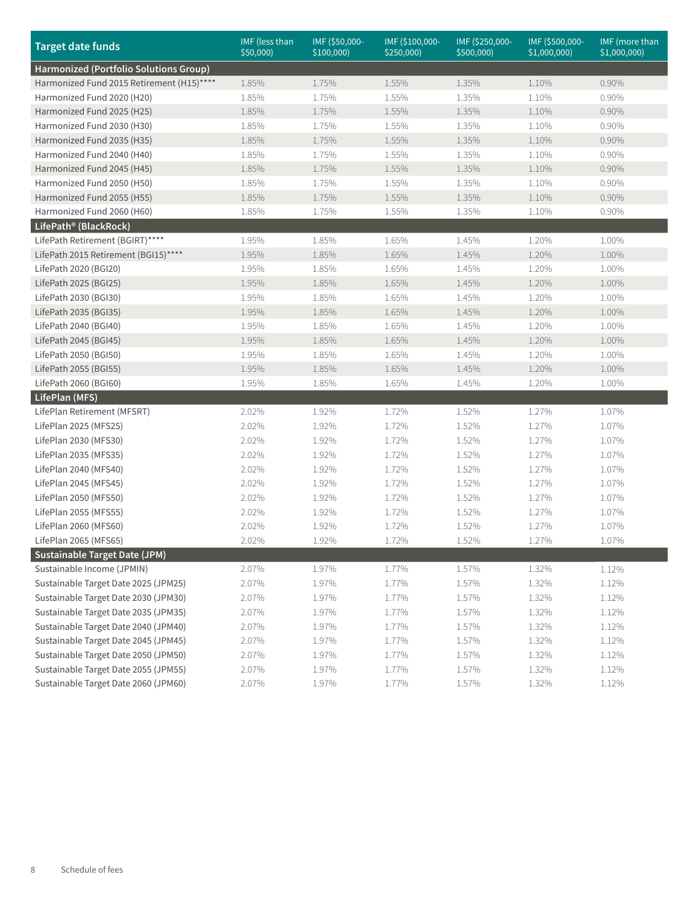| Target date funds | IMF (less than $50,000) | IMF ($50,000-$100,000) | IMF ($100,000-$250,000) | IMF ($250,000-$500,000) | IMF ($500,000-$1,000,000) | IMF (more than $1,000,000) |
|---|---|---|---|---|---|---|
| **Harmonized (Portfolio Solutions Group)** | | | | | | |
| Harmonized Fund 2015 Retirement (H15)**** | 1.85% | 1.75% | 1.55% | 1.35% | 1.10% | 0.90% |
| Harmonized Fund 2020 (H20) | 1.85% | 1.75% | 1.55% | 1.35% | 1.10% | 0.90% |
| Harmonized Fund 2025 (H25) | 1.85% | 1.75% | 1.55% | 1.35% | 1.10% | 0.90% |
| Harmonized Fund 2030 (H30) | 1.85% | 1.75% | 1.55% | 1.35% | 1.10% | 0.90% |
| Harmonized Fund 2035 (H35) | 1.85% | 1.75% | 1.55% | 1.35% | 1.10% | 0.90% |
| Harmonized Fund 2040 (H40) | 1.85% | 1.75% | 1.55% | 1.35% | 1.10% | 0.90% |
| Harmonized Fund 2045 (H45) | 1.85% | 1.75% | 1.55% | 1.35% | 1.10% | 0.90% |
| Harmonized Fund 2050 (H50) | 1.85% | 1.75% | 1.55% | 1.35% | 1.10% | 0.90% |
| Harmonized Fund 2055 (H55) | 1.85% | 1.75% | 1.55% | 1.35% | 1.10% | 0.90% |
| Harmonized Fund 2060 (H60) | 1.85% | 1.75% | 1.55% | 1.35% | 1.10% | 0.90% |
| **LifePath® (BlackRock)** | | | | | | |
| LifePath Retirement (BGIRT)**** | 1.95% | 1.85% | 1.65% | 1.45% | 1.20% | 1.00% |
| LifePath 2015 Retirement (BGI15)**** | 1.95% | 1.85% | 1.65% | 1.45% | 1.20% | 1.00% |
| LifePath 2020 (BGI20) | 1.95% | 1.85% | 1.65% | 1.45% | 1.20% | 1.00% |
| LifePath 2025 (BGI25) | 1.95% | 1.85% | 1.65% | 1.45% | 1.20% | 1.00% |
| LifePath 2030 (BGI30) | 1.95% | 1.85% | 1.65% | 1.45% | 1.20% | 1.00% |
| LifePath 2035 (BGI35) | 1.95% | 1.85% | 1.65% | 1.45% | 1.20% | 1.00% |
| LifePath 2040 (BGI40) | 1.95% | 1.85% | 1.65% | 1.45% | 1.20% | 1.00% |
| LifePath 2045 (BGI45) | 1.95% | 1.85% | 1.65% | 1.45% | 1.20% | 1.00% |
| LifePath 2050 (BGI50) | 1.95% | 1.85% | 1.65% | 1.45% | 1.20% | 1.00% |
| LifePath 2055 (BGI55) | 1.95% | 1.85% | 1.65% | 1.45% | 1.20% | 1.00% |
| LifePath 2060 (BGI60) | 1.95% | 1.85% | 1.65% | 1.45% | 1.20% | 1.00% |
| **LifePlan (MFS)** | | | | | | |
| LifePlan Retirement (MFSRT) | 2.02% | 1.92% | 1.72% | 1.52% | 1.27% | 1.07% |
| LifePlan 2025 (MFS25) | 2.02% | 1.92% | 1.72% | 1.52% | 1.27% | 1.07% |
| LifePlan 2030 (MFS30) | 2.02% | 1.92% | 1.72% | 1.52% | 1.27% | 1.07% |
| LifePlan 2035 (MFS35) | 2.02% | 1.92% | 1.72% | 1.52% | 1.27% | 1.07% |
| LifePlan 2040 (MFS40) | 2.02% | 1.92% | 1.72% | 1.52% | 1.27% | 1.07% |
| LifePlan 2045 (MFS45) | 2.02% | 1.92% | 1.72% | 1.52% | 1.27% | 1.07% |
| LifePlan 2050 (MFS50) | 2.02% | 1.92% | 1.72% | 1.52% | 1.27% | 1.07% |
| LifePlan 2055 (MFS55) | 2.02% | 1.92% | 1.72% | 1.52% | 1.27% | 1.07% |
| LifePlan 2060 (MFS60) | 2.02% | 1.92% | 1.72% | 1.52% | 1.27% | 1.07% |
| LifePlan 2065 (MFS65) | 2.02% | 1.92% | 1.72% | 1.52% | 1.27% | 1.07% |
| **Sustainable Target Date (JPM)** | | | | | | |
| Sustainable Income (JPMIN) | 2.07% | 1.97% | 1.77% | 1.57% | 1.32% | 1.12% |
| Sustainable Target Date 2025 (JPM25) | 2.07% | 1.97% | 1.77% | 1.57% | 1.32% | 1.12% |
| Sustainable Target Date 2030 (JPM30) | 2.07% | 1.97% | 1.77% | 1.57% | 1.32% | 1.12% |
| Sustainable Target Date 2035 (JPM35) | 2.07% | 1.97% | 1.77% | 1.57% | 1.32% | 1.12% |
| Sustainable Target Date 2040 (JPM40) | 2.07% | 1.97% | 1.77% | 1.57% | 1.32% | 1.12% |
| Sustainable Target Date 2045 (JPM45) | 2.07% | 1.97% | 1.77% | 1.57% | 1.32% | 1.12% |
| Sustainable Target Date 2050 (JPM50) | 2.07% | 1.97% | 1.77% | 1.57% | 1.32% | 1.12% |
| Sustainable Target Date 2055 (JPM55) | 2.07% | 1.97% | 1.77% | 1.57% | 1.32% | 1.12% |
| Sustainable Target Date 2060 (JPM60) | 2.07% | 1.97% | 1.77% | 1.57% | 1.32% | 1.12% |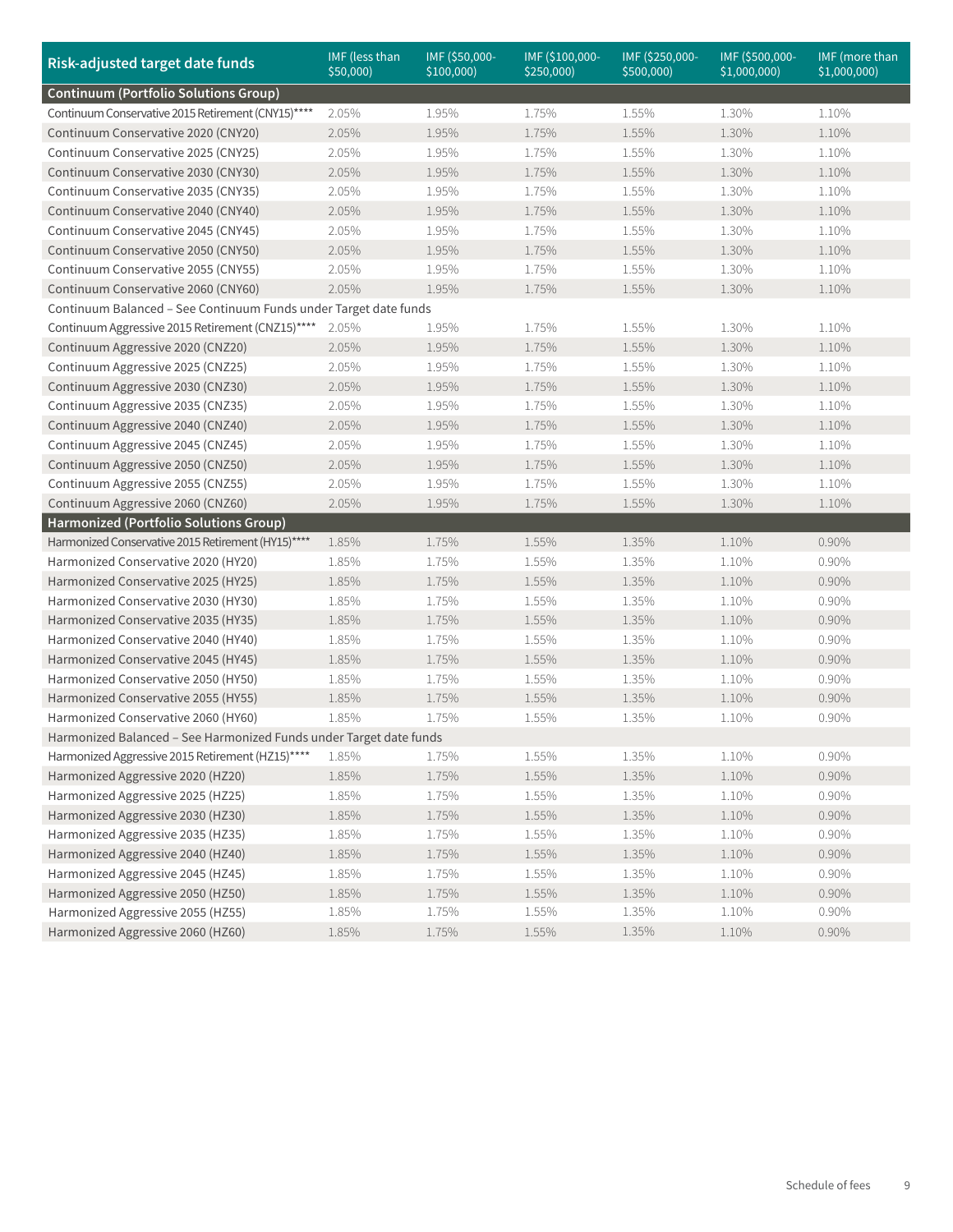| Risk-adjusted target date funds | IMF (less than $50,000) | IMF ($50,000-$100,000) | IMF ($100,000-$250,000) | IMF ($250,000-$500,000) | IMF ($500,000-$1,000,000) | IMF (more than $1,000,000) |
|---|---|---|---|---|---|---|
| **Continuum (Portfolio Solutions Group)** | | | | | | |
| Continuum Conservative 2015 Retirement (CNY15)**** | 2.05% | 1.95% | 1.75% | 1.55% | 1.30% | 1.10% |
| Continuum Conservative 2020 (CNY20) | 2.05% | 1.95% | 1.75% | 1.55% | 1.30% | 1.10% |
| Continuum Conservative 2025 (CNY25) | 2.05% | 1.95% | 1.75% | 1.55% | 1.30% | 1.10% |
| Continuum Conservative 2030 (CNY30) | 2.05% | 1.95% | 1.75% | 1.55% | 1.30% | 1.10% |
| Continuum Conservative 2035 (CNY35) | 2.05% | 1.95% | 1.75% | 1.55% | 1.30% | 1.10% |
| Continuum Conservative 2040 (CNY40) | 2.05% | 1.95% | 1.75% | 1.55% | 1.30% | 1.10% |
| Continuum Conservative 2045 (CNY45) | 2.05% | 1.95% | 1.75% | 1.55% | 1.30% | 1.10% |
| Continuum Conservative 2050 (CNY50) | 2.05% | 1.95% | 1.75% | 1.55% | 1.30% | 1.10% |
| Continuum Conservative 2055 (CNY55) | 2.05% | 1.95% | 1.75% | 1.55% | 1.30% | 1.10% |
| Continuum Conservative 2060 (CNY60) | 2.05% | 1.95% | 1.75% | 1.55% | 1.30% | 1.10% |
| Continuum Balanced – See Continuum Funds under Target date funds | | | | | | |
| Continuum Aggressive 2015 Retirement (CNZ15)**** | 2.05% | 1.95% | 1.75% | 1.55% | 1.30% | 1.10% |
| Continuum Aggressive 2020 (CNZ20) | 2.05% | 1.95% | 1.75% | 1.55% | 1.30% | 1.10% |
| Continuum Aggressive 2025 (CNZ25) | 2.05% | 1.95% | 1.75% | 1.55% | 1.30% | 1.10% |
| Continuum Aggressive 2030 (CNZ30) | 2.05% | 1.95% | 1.75% | 1.55% | 1.30% | 1.10% |
| Continuum Aggressive 2035 (CNZ35) | 2.05% | 1.95% | 1.75% | 1.55% | 1.30% | 1.10% |
| Continuum Aggressive 2040 (CNZ40) | 2.05% | 1.95% | 1.75% | 1.55% | 1.30% | 1.10% |
| Continuum Aggressive 2045 (CNZ45) | 2.05% | 1.95% | 1.75% | 1.55% | 1.30% | 1.10% |
| Continuum Aggressive 2050 (CNZ50) | 2.05% | 1.95% | 1.75% | 1.55% | 1.30% | 1.10% |
| Continuum Aggressive 2055 (CNZ55) | 2.05% | 1.95% | 1.75% | 1.55% | 1.30% | 1.10% |
| Continuum Aggressive 2060 (CNZ60) | 2.05% | 1.95% | 1.75% | 1.55% | 1.30% | 1.10% |
| **Harmonized (Portfolio Solutions Group)** | | | | | | |
| Harmonized Conservative 2015 Retirement (HY15)**** | 1.85% | 1.75% | 1.55% | 1.35% | 1.10% | 0.90% |
| Harmonized Conservative 2020 (HY20) | 1.85% | 1.75% | 1.55% | 1.35% | 1.10% | 0.90% |
| Harmonized Conservative 2025 (HY25) | 1.85% | 1.75% | 1.55% | 1.35% | 1.10% | 0.90% |
| Harmonized Conservative 2030 (HY30) | 1.85% | 1.75% | 1.55% | 1.35% | 1.10% | 0.90% |
| Harmonized Conservative 2035 (HY35) | 1.85% | 1.75% | 1.55% | 1.35% | 1.10% | 0.90% |
| Harmonized Conservative 2040 (HY40) | 1.85% | 1.75% | 1.55% | 1.35% | 1.10% | 0.90% |
| Harmonized Conservative 2045 (HY45) | 1.85% | 1.75% | 1.55% | 1.35% | 1.10% | 0.90% |
| Harmonized Conservative 2050 (HY50) | 1.85% | 1.75% | 1.55% | 1.35% | 1.10% | 0.90% |
| Harmonized Conservative 2055 (HY55) | 1.85% | 1.75% | 1.55% | 1.35% | 1.10% | 0.90% |
| Harmonized Conservative 2060 (HY60) | 1.85% | 1.75% | 1.55% | 1.35% | 1.10% | 0.90% |
| Harmonized Balanced – See Harmonized Funds under Target date funds | | | | | | |
| Harmonized Aggressive 2015 Retirement (HZ15)**** | 1.85% | 1.75% | 1.55% | 1.35% | 1.10% | 0.90% |
| Harmonized Aggressive 2020 (HZ20) | 1.85% | 1.75% | 1.55% | 1.35% | 1.10% | 0.90% |
| Harmonized Aggressive 2025 (HZ25) | 1.85% | 1.75% | 1.55% | 1.35% | 1.10% | 0.90% |
| Harmonized Aggressive 2030 (HZ30) | 1.85% | 1.75% | 1.55% | 1.35% | 1.10% | 0.90% |
| Harmonized Aggressive 2035 (HZ35) | 1.85% | 1.75% | 1.55% | 1.35% | 1.10% | 0.90% |
| Harmonized Aggressive 2040 (HZ40) | 1.85% | 1.75% | 1.55% | 1.35% | 1.10% | 0.90% |
| Harmonized Aggressive 2045 (HZ45) | 1.85% | 1.75% | 1.55% | 1.35% | 1.10% | 0.90% |
| Harmonized Aggressive 2050 (HZ50) | 1.85% | 1.75% | 1.55% | 1.35% | 1.10% | 0.90% |
| Harmonized Aggressive 2055 (HZ55) | 1.85% | 1.75% | 1.55% | 1.35% | 1.10% | 0.90% |
| Harmonized Aggressive 2060 (HZ60) | 1.85% | 1.75% | 1.55% | 1.35% | 1.10% | 0.90% |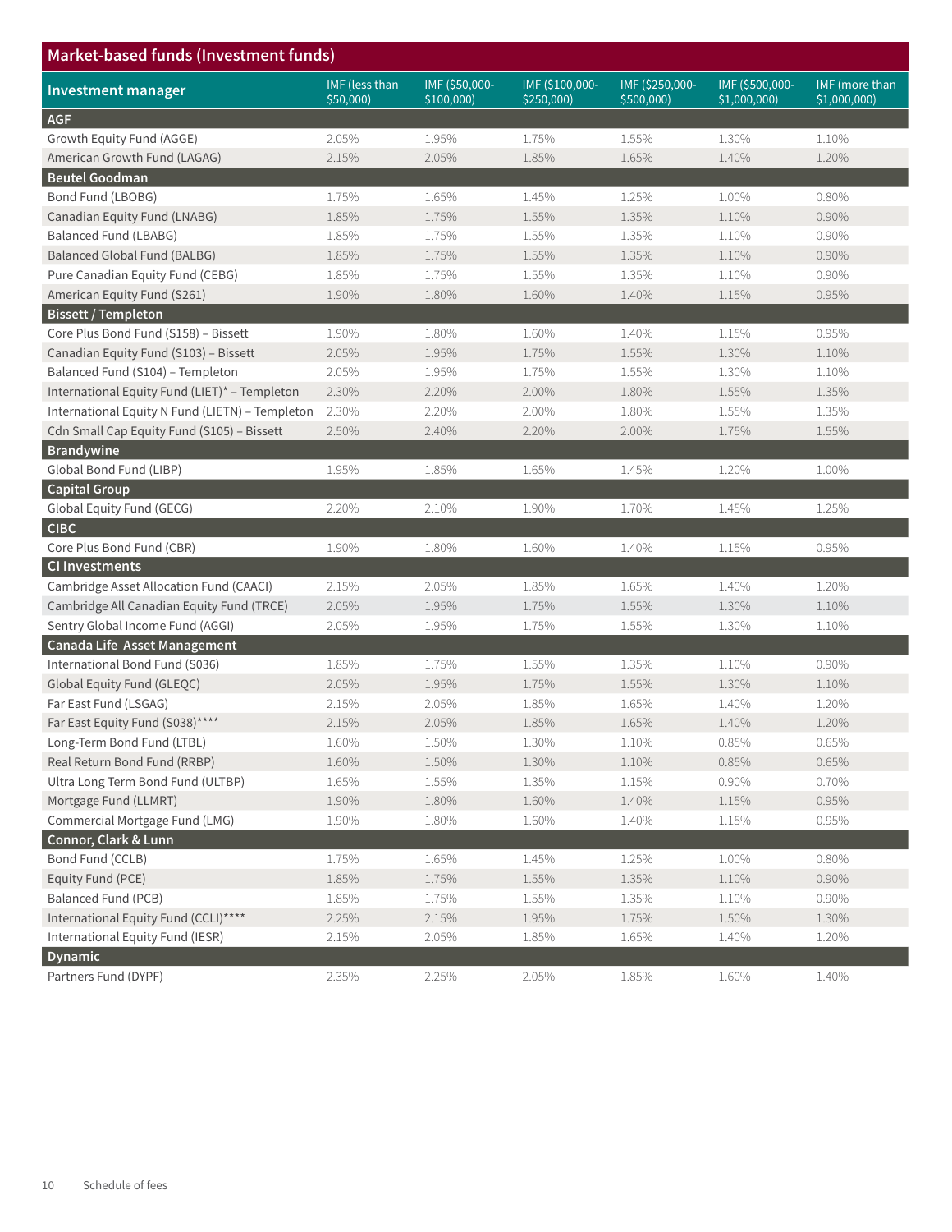## Market-based funds (Investment funds)

| Investment manager | IMF (less than $50,000) | IMF ($50,000-$100,000) | IMF ($100,000-$250,000) | IMF ($250,000-$500,000) | IMF ($500,000-$1,000,000) | IMF (more than $1,000,000) |
|---|---|---|---|---|---|---|
| **AGF** | | | | | | |
| Growth Equity Fund (AGGE) | 2.05% | 1.95% | 1.75% | 1.55% | 1.30% | 1.10% |
| American Growth Fund (LAGAG) | 2.15% | 2.05% | 1.85% | 1.65% | 1.40% | 1.20% |
| **Beutel Goodman** | | | | | | |
| Bond Fund (LBOBG) | 1.75% | 1.65% | 1.45% | 1.25% | 1.00% | 0.80% |
| Canadian Equity Fund (LNABG) | 1.85% | 1.75% | 1.55% | 1.35% | 1.10% | 0.90% |
| Balanced Fund (LBABG) | 1.85% | 1.75% | 1.55% | 1.35% | 1.10% | 0.90% |
| Balanced Global Fund (BALBG) | 1.85% | 1.75% | 1.55% | 1.35% | 1.10% | 0.90% |
| Pure Canadian Equity Fund (CEBG) | 1.85% | 1.75% | 1.55% | 1.35% | 1.10% | 0.90% |
| American Equity Fund (S261) | 1.90% | 1.80% | 1.60% | 1.40% | 1.15% | 0.95% |
| **Bissett / Templeton** | | | | | | |
| Core Plus Bond Fund (S158) – Bissett | 1.90% | 1.80% | 1.60% | 1.40% | 1.15% | 0.95% |
| Canadian Equity Fund (S103) – Bissett | 2.05% | 1.95% | 1.75% | 1.55% | 1.30% | 1.10% |
| Balanced Fund (S104) – Templeton | 2.05% | 1.95% | 1.75% | 1.55% | 1.30% | 1.10% |
| International Equity Fund (LIET)* – Templeton | 2.30% | 2.20% | 2.00% | 1.80% | 1.55% | 1.35% |
| International Equity N Fund (LIETN) – Templeton | 2.30% | 2.20% | 2.00% | 1.80% | 1.55% | 1.35% |
| Cdn Small Cap Equity Fund (S105) – Bissett | 2.50% | 2.40% | 2.20% | 2.00% | 1.75% | 1.55% |
| **Brandywine** | | | | | | |
| Global Bond Fund (LIBP) | 1.95% | 1.85% | 1.65% | 1.45% | 1.20% | 1.00% |
| **Capital Group** | | | | | | |
| Global Equity Fund (GECG) | 2.20% | 2.10% | 1.90% | 1.70% | 1.45% | 1.25% |
| **CIBC** | | | | | | |
| Core Plus Bond Fund (CBR) | 1.90% | 1.80% | 1.60% | 1.40% | 1.15% | 0.95% |
| **CI Investments** | | | | | | |
| Cambridge Asset Allocation Fund (CAACI) | 2.15% | 2.05% | 1.85% | 1.65% | 1.40% | 1.20% |
| Cambridge All Canadian Equity Fund (TRCE) | 2.05% | 1.95% | 1.75% | 1.55% | 1.30% | 1.10% |
| Sentry Global Income Fund (AGGI) | 2.05% | 1.95% | 1.75% | 1.55% | 1.30% | 1.10% |
| **Canada Life Asset Management** | | | | | | |
| International Bond Fund (S036) | 1.85% | 1.75% | 1.55% | 1.35% | 1.10% | 0.90% |
| Global Equity Fund (GLEQC) | 2.05% | 1.95% | 1.75% | 1.55% | 1.30% | 1.10% |
| Far East Fund (LSGAG) | 2.15% | 2.05% | 1.85% | 1.65% | 1.40% | 1.20% |
| Far East Equity Fund (S038)**** | 2.15% | 2.05% | 1.85% | 1.65% | 1.40% | 1.20% |
| Long-Term Bond Fund (LTBL) | 1.60% | 1.50% | 1.30% | 1.10% | 0.85% | 0.65% |
| Real Return Bond Fund (RRBP) | 1.60% | 1.50% | 1.30% | 1.10% | 0.85% | 0.65% |
| Ultra Long Term Bond Fund (ULTBP) | 1.65% | 1.55% | 1.35% | 1.15% | 0.90% | 0.70% |
| Mortgage Fund (LLMRT) | 1.90% | 1.80% | 1.60% | 1.40% | 1.15% | 0.95% |
| Commercial Mortgage Fund (LMG) | 1.90% | 1.80% | 1.60% | 1.40% | 1.15% | 0.95% |
| **Connor, Clark & Lunn** | | | | | | |
| Bond Fund (CCLB) | 1.75% | 1.65% | 1.45% | 1.25% | 1.00% | 0.80% |
| Equity Fund (PCE) | 1.85% | 1.75% | 1.55% | 1.35% | 1.10% | 0.90% |
| Balanced Fund (PCB) | 1.85% | 1.75% | 1.55% | 1.35% | 1.10% | 0.90% |
| International Equity Fund (CCLI)**** | 2.25% | 2.15% | 1.95% | 1.75% | 1.50% | 1.30% |
| International Equity Fund (IESR) | 2.15% | 2.05% | 1.85% | 1.65% | 1.40% | 1.20% |
| **Dynamic** | | | | | | |
| Partners Fund (DYPF) | 2.35% | 2.25% | 2.05% | 1.85% | 1.60% | 1.40% |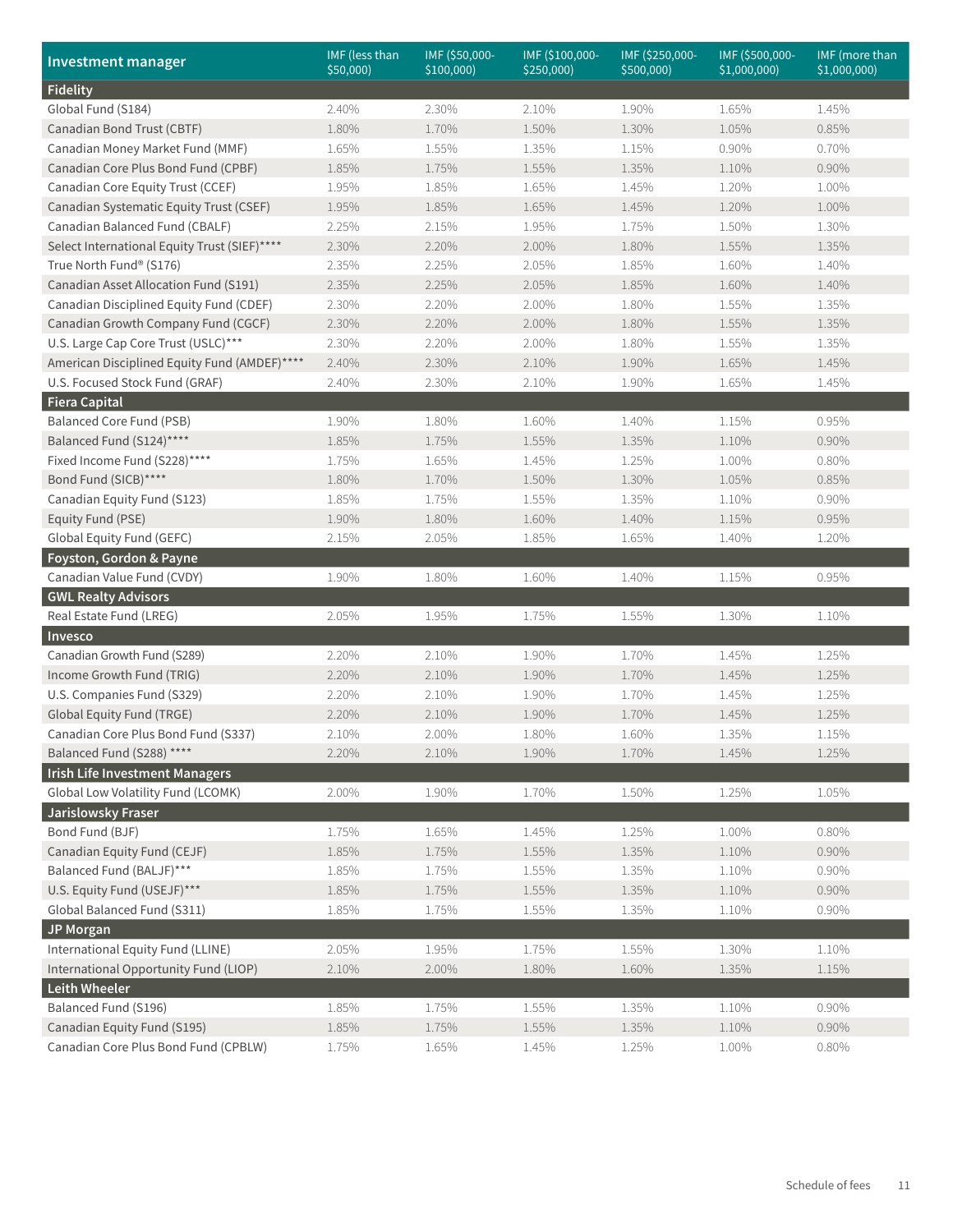| Investment manager | IMF (less than $50,000) | IMF ($50,000-$100,000) | IMF ($100,000-$250,000) | IMF ($250,000-$500,000) | IMF ($500,000-$1,000,000) | IMF (more than $1,000,000) |
|---|---|---|---|---|---|---|
| **Fidelity** | | | | | | |
| Global Fund (S184) | 2.40% | 2.30% | 2.10% | 1.90% | 1.65% | 1.45% |
| Canadian Bond Trust (CBTF) | 1.80% | 1.70% | 1.50% | 1.30% | 1.05% | 0.85% |
| Canadian Money Market Fund (MMF) | 1.65% | 1.55% | 1.35% | 1.15% | 0.90% | 0.70% |
| Canadian Core Plus Bond Fund (CPBF) | 1.85% | 1.75% | 1.55% | 1.35% | 1.10% | 0.90% |
| Canadian Core Equity Trust (CCEF) | 1.95% | 1.85% | 1.65% | 1.45% | 1.20% | 1.00% |
| Canadian Systematic Equity Trust (CSEF) | 1.95% | 1.85% | 1.65% | 1.45% | 1.20% | 1.00% |
| Canadian Balanced Fund (CBALF) | 2.25% | 2.15% | 1.95% | 1.75% | 1.50% | 1.30% |
| Select International Equity Trust (SIEF)**** | 2.30% | 2.20% | 2.00% | 1.80% | 1.55% | 1.35% |
| True North Fund® (S176) | 2.35% | 2.25% | 2.05% | 1.85% | 1.60% | 1.40% |
| Canadian Asset Allocation Fund (S191) | 2.35% | 2.25% | 2.05% | 1.85% | 1.60% | 1.40% |
| Canadian Disciplined Equity Fund (CDEF) | 2.30% | 2.20% | 2.00% | 1.80% | 1.55% | 1.35% |
| Canadian Growth Company Fund (CGCF) | 2.30% | 2.20% | 2.00% | 1.80% | 1.55% | 1.35% |
| U.S. Large Cap Core Trust (USLC)*** | 2.30% | 2.20% | 2.00% | 1.80% | 1.55% | 1.35% |
| American Disciplined Equity Fund (AMDEF)**** | 2.40% | 2.30% | 2.10% | 1.90% | 1.65% | 1.45% |
| U.S. Focused Stock Fund (GRAF) | 2.40% | 2.30% | 2.10% | 1.90% | 1.65% | 1.45% |
| **Fiera Capital** | | | | | | |
| Balanced Core Fund (PSB) | 1.90% | 1.80% | 1.60% | 1.40% | 1.15% | 0.95% |
| Balanced Fund (S124)**** | 1.85% | 1.75% | 1.55% | 1.35% | 1.10% | 0.90% |
| Fixed Income Fund (S228)**** | 1.75% | 1.65% | 1.45% | 1.25% | 1.00% | 0.80% |
| Bond Fund (SICB)**** | 1.80% | 1.70% | 1.50% | 1.30% | 1.05% | 0.85% |
| Canadian Equity Fund (S123) | 1.85% | 1.75% | 1.55% | 1.35% | 1.10% | 0.90% |
| Equity Fund (PSE) | 1.90% | 1.80% | 1.60% | 1.40% | 1.15% | 0.95% |
| Global Equity Fund (GEFC) | 2.15% | 2.05% | 1.85% | 1.65% | 1.40% | 1.20% |
| **Foyston, Gordon & Payne** | | | | | | |
| Canadian Value Fund (CVDY) | 1.90% | 1.80% | 1.60% | 1.40% | 1.15% | 0.95% |
| **GWL Realty Advisors** | | | | | | |
| Real Estate Fund (LREG) | 2.05% | 1.95% | 1.75% | 1.55% | 1.30% | 1.10% |
| **Invesco** | | | | | | |
| Canadian Growth Fund (S289) | 2.20% | 2.10% | 1.90% | 1.70% | 1.45% | 1.25% |
| Income Growth Fund (TRIG) | 2.20% | 2.10% | 1.90% | 1.70% | 1.45% | 1.25% |
| U.S. Companies Fund (S329) | 2.20% | 2.10% | 1.90% | 1.70% | 1.45% | 1.25% |
| Global Equity Fund (TRGE) | 2.20% | 2.10% | 1.90% | 1.70% | 1.45% | 1.25% |
| Canadian Core Plus Bond Fund (S337) | 2.10% | 2.00% | 1.80% | 1.60% | 1.35% | 1.15% |
| Balanced Fund (S288) **** | 2.20% | 2.10% | 1.90% | 1.70% | 1.45% | 1.25% |
| **Irish Life Investment Managers** | | | | | | |
| Global Low Volatility Fund (LCOMK) | 2.00% | 1.90% | 1.70% | 1.50% | 1.25% | 1.05% |
| **Jarislowsky Fraser** | | | | | | |
| Bond Fund (BJF) | 1.75% | 1.65% | 1.45% | 1.25% | 1.00% | 0.80% |
| Canadian Equity Fund (CEJF) | 1.85% | 1.75% | 1.55% | 1.35% | 1.10% | 0.90% |
| Balanced Fund (BALJF)*** | 1.85% | 1.75% | 1.55% | 1.35% | 1.10% | 0.90% |
| U.S. Equity Fund (USEJF)*** | 1.85% | 1.75% | 1.55% | 1.35% | 1.10% | 0.90% |
| Global Balanced Fund (S311) | 1.85% | 1.75% | 1.55% | 1.35% | 1.10% | 0.90% |
| **JP Morgan** | | | | | | |
| International Equity Fund (LLINE) | 2.05% | 1.95% | 1.75% | 1.55% | 1.30% | 1.10% |
| International Opportunity Fund (LIOP) | 2.10% | 2.00% | 1.80% | 1.60% | 1.35% | 1.15% |
| **Leith Wheeler** | | | | | | |
| Balanced Fund (S196) | 1.85% | 1.75% | 1.55% | 1.35% | 1.10% | 0.90% |
| Canadian Equity Fund (S195) | 1.85% | 1.75% | 1.55% | 1.35% | 1.10% | 0.90% |
| Canadian Core Plus Bond Fund (CPBLW) | 1.75% | 1.65% | 1.45% | 1.25% | 1.00% | 0.80% |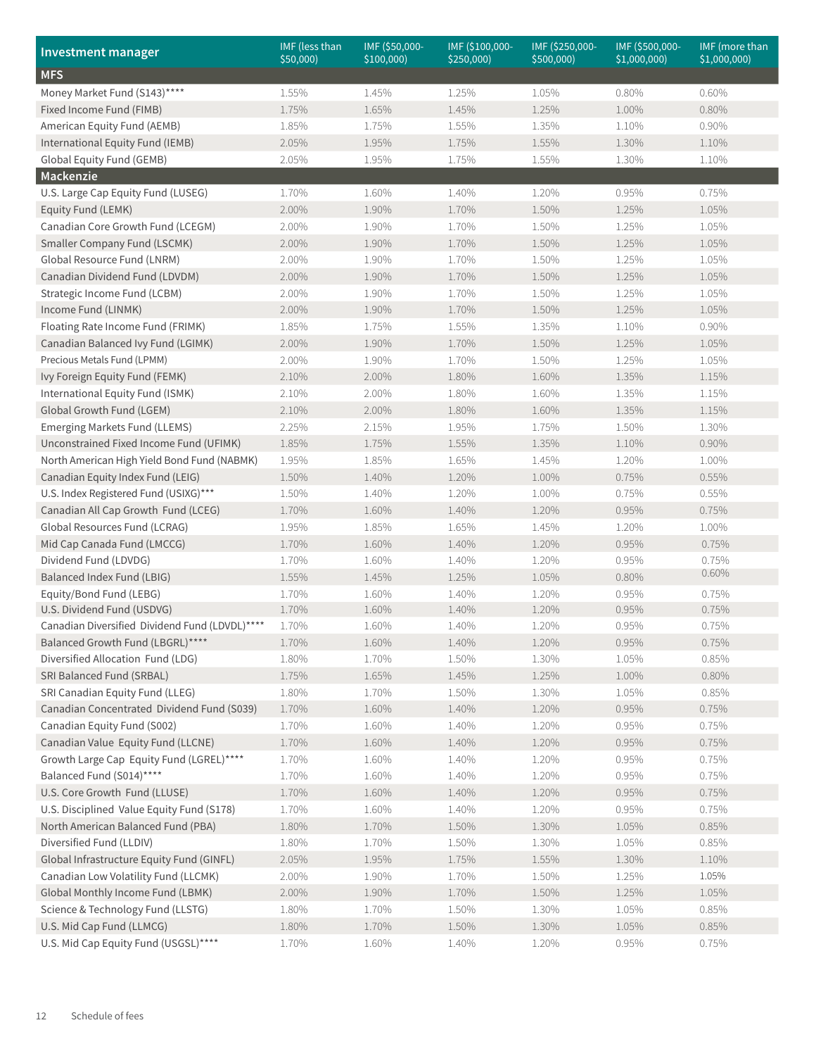| Investment manager | IMF (less than $50,000) | IMF ($50,000-$100,000) | IMF ($100,000-$250,000) | IMF ($250,000-$500,000) | IMF ($500,000-$1,000,000) | IMF (more than $1,000,000) |
|---|---|---|---|---|---|---|
| **MFS** | | | | | | |
| Money Market Fund (S143)**** | 1.55% | 1.45% | 1.25% | 1.05% | 0.80% | 0.60% |
| Fixed Income Fund (FIMB) | 1.75% | 1.65% | 1.45% | 1.25% | 1.00% | 0.80% |
| American Equity Fund (AEMB) | 1.85% | 1.75% | 1.55% | 1.35% | 1.10% | 0.90% |
| International Equity Fund (IEMB) | 2.05% | 1.95% | 1.75% | 1.55% | 1.30% | 1.10% |
| Global Equity Fund (GEMB) | 2.05% | 1.95% | 1.75% | 1.55% | 1.30% | 1.10% |
| **Mackenzie** | | | | | | |
| U.S. Large Cap Equity Fund (LUSEG) | 1.70% | 1.60% | 1.40% | 1.20% | 0.95% | 0.75% |
| Equity Fund (LEMK) | 2.00% | 1.90% | 1.70% | 1.50% | 1.25% | 1.05% |
| Canadian Core Growth Fund (LCEGM) | 2.00% | 1.90% | 1.70% | 1.50% | 1.25% | 1.05% |
| Smaller Company Fund (LSCMK) | 2.00% | 1.90% | 1.70% | 1.50% | 1.25% | 1.05% |
| Global Resource Fund (LNRM) | 2.00% | 1.90% | 1.70% | 1.50% | 1.25% | 1.05% |
| Canadian Dividend Fund (LDVDM) | 2.00% | 1.90% | 1.70% | 1.50% | 1.25% | 1.05% |
| Strategic Income Fund (LCBM) | 2.00% | 1.90% | 1.70% | 1.50% | 1.25% | 1.05% |
| Income Fund (LINMK) | 2.00% | 1.90% | 1.70% | 1.50% | 1.25% | 1.05% |
| Floating Rate Income Fund (FRIMK) | 1.85% | 1.75% | 1.55% | 1.35% | 1.10% | 0.90% |
| Canadian Balanced Ivy Fund (LGIMK) | 2.00% | 1.90% | 1.70% | 1.50% | 1.25% | 1.05% |
| Precious Metals Fund (LPMM) | 2.00% | 1.90% | 1.70% | 1.50% | 1.25% | 1.05% |
| Ivy Foreign Equity Fund (FEMK) | 2.10% | 2.00% | 1.80% | 1.60% | 1.35% | 1.15% |
| International Equity Fund (ISMK) | 2.10% | 2.00% | 1.80% | 1.60% | 1.35% | 1.15% |
| Global Growth Fund (LGEM) | 2.10% | 2.00% | 1.80% | 1.60% | 1.35% | 1.15% |
| Emerging Markets Fund (LLEMS) | 2.25% | 2.15% | 1.95% | 1.75% | 1.50% | 1.30% |
| Unconstrained Fixed Income Fund (UFIMK) | 1.85% | 1.75% | 1.55% | 1.35% | 1.10% | 0.90% |
| North American High Yield Bond Fund (NABMK) | 1.95% | 1.85% | 1.65% | 1.45% | 1.20% | 1.00% |
| Canadian Equity Index Fund (LEIG) | 1.50% | 1.40% | 1.20% | 1.00% | 0.75% | 0.55% |
| U.S. Index Registered Fund (USIXG)*** | 1.50% | 1.40% | 1.20% | 1.00% | 0.75% | 0.55% |
| Canadian All Cap Growth Fund (LCEG) | 1.70% | 1.60% | 1.40% | 1.20% | 0.95% | 0.75% |
| Global Resources Fund (LCRAG) | 1.95% | 1.85% | 1.65% | 1.45% | 1.20% | 1.00% |
| Mid Cap Canada Fund (LMCCG) | 1.70% | 1.60% | 1.40% | 1.20% | 0.95% | 0.75% |
| Dividend Fund (LDVDG) | 1.70% | 1.60% | 1.40% | 1.20% | 0.95% | 0.75% |
| Balanced Index Fund (LBIG) | 1.55% | 1.45% | 1.25% | 1.05% | 0.80% | 0.60% |
| Equity/Bond Fund (LEBG) | 1.70% | 1.60% | 1.40% | 1.20% | 0.95% | 0.75% |
| U.S. Dividend Fund (USDVG) | 1.70% | 1.60% | 1.40% | 1.20% | 0.95% | 0.75% |
| Canadian Diversified Dividend Fund (LDVDL)**** | 1.70% | 1.60% | 1.40% | 1.20% | 0.95% | 0.75% |
| Balanced Growth Fund (LBGRL)**** | 1.70% | 1.60% | 1.40% | 1.20% | 0.95% | 0.75% |
| Diversified Allocation Fund (LDG) | 1.80% | 1.70% | 1.50% | 1.30% | 1.05% | 0.85% |
| SRI Balanced Fund (SRBAL) | 1.75% | 1.65% | 1.45% | 1.25% | 1.00% | 0.80% |
| SRI Canadian Equity Fund (LLEG) | 1.80% | 1.70% | 1.50% | 1.30% | 1.05% | 0.85% |
| Canadian Concentrated Dividend Fund (S039) | 1.70% | 1.60% | 1.40% | 1.20% | 0.95% | 0.75% |
| Canadian Equity Fund (S002) | 1.70% | 1.60% | 1.40% | 1.20% | 0.95% | 0.75% |
| Canadian Value Equity Fund (LLCNE) | 1.70% | 1.60% | 1.40% | 1.20% | 0.95% | 0.75% |
| Growth Large Cap Equity Fund (LGREL)**** | 1.70% | 1.60% | 1.40% | 1.20% | 0.95% | 0.75% |
| Balanced Fund (S014)**** | 1.70% | 1.60% | 1.40% | 1.20% | 0.95% | 0.75% |
| U.S. Core Growth Fund (LLUSE) | 1.70% | 1.60% | 1.40% | 1.20% | 0.95% | 0.75% |
| U.S. Disciplined Value Equity Fund (S178) | 1.70% | 1.60% | 1.40% | 1.20% | 0.95% | 0.75% |
| North American Balanced Fund (PBA) | 1.80% | 1.70% | 1.50% | 1.30% | 1.05% | 0.85% |
| Diversified Fund (LLDIV) | 1.80% | 1.70% | 1.50% | 1.30% | 1.05% | 0.85% |
| Global Infrastructure Equity Fund (GINFL) | 2.05% | 1.95% | 1.75% | 1.55% | 1.30% | 1.10% |
| Canadian Low Volatility Fund (LLCMK) | 2.00% | 1.90% | 1.70% | 1.50% | 1.25% | 1.05% |
| Global Monthly Income Fund (LBMK) | 2.00% | 1.90% | 1.70% | 1.50% | 1.25% | 1.05% |
| Science & Technology Fund (LLSTG) | 1.80% | 1.70% | 1.50% | 1.30% | 1.05% | 0.85% |
| U.S. Mid Cap Fund (LLMCG) | 1.80% | 1.70% | 1.50% | 1.30% | 1.05% | 0.85% |
| U.S. Mid Cap Equity Fund (USGSL)**** | 1.70% | 1.60% | 1.40% | 1.20% | 0.95% | 0.75% |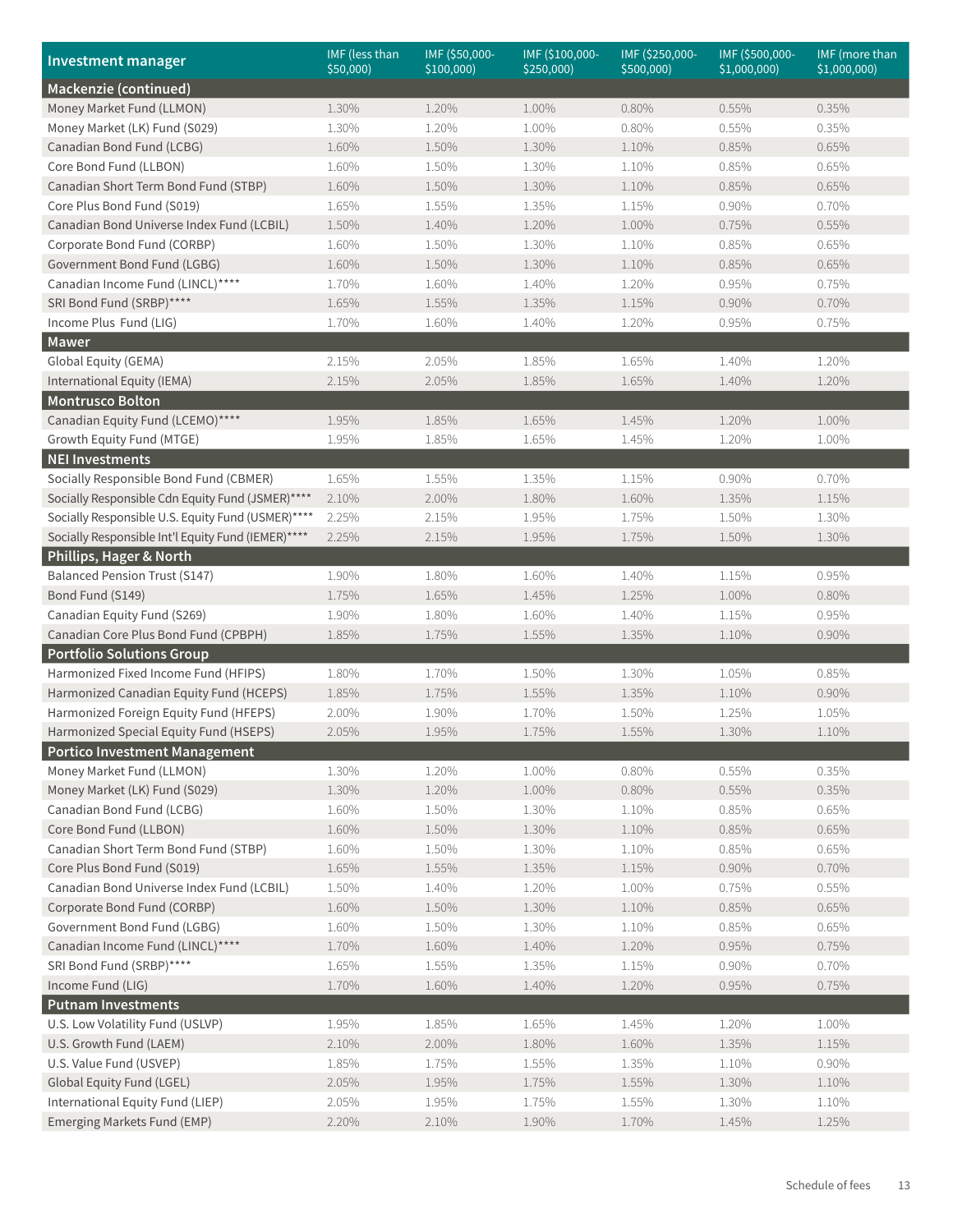| Investment manager | IMF (less than $50,000) | IMF ($50,000-$100,000) | IMF ($100,000-$250,000) | IMF ($250,000-$500,000) | IMF ($500,000-$1,000,000) | IMF (more than $1,000,000) |
|---|---|---|---|---|---|---|
| **Mackenzie (continued)** | | | | | | |
| Money Market Fund (LLMON) | 1.30% | 1.20% | 1.00% | 0.80% | 0.55% | 0.35% |
| Money Market (LK) Fund (S029) | 1.30% | 1.20% | 1.00% | 0.80% | 0.55% | 0.35% |
| Canadian Bond Fund (LCBG) | 1.60% | 1.50% | 1.30% | 1.10% | 0.85% | 0.65% |
| Core Bond Fund (LLBON) | 1.60% | 1.50% | 1.30% | 1.10% | 0.85% | 0.65% |
| Canadian Short Term Bond Fund (STBP) | 1.60% | 1.50% | 1.30% | 1.10% | 0.85% | 0.65% |
| Core Plus Bond Fund (S019) | 1.65% | 1.55% | 1.35% | 1.15% | 0.90% | 0.70% |
| Canadian Bond Universe Index Fund (LCBIL) | 1.50% | 1.40% | 1.20% | 1.00% | 0.75% | 0.55% |
| Corporate Bond Fund (CORBP) | 1.60% | 1.50% | 1.30% | 1.10% | 0.85% | 0.65% |
| Government Bond Fund (LGBG) | 1.60% | 1.50% | 1.30% | 1.10% | 0.85% | 0.65% |
| Canadian Income Fund (LINCL)**** | 1.70% | 1.60% | 1.40% | 1.20% | 0.95% | 0.75% |
| SRI Bond Fund (SRBP)**** | 1.65% | 1.55% | 1.35% | 1.15% | 0.90% | 0.70% |
| Income Plus Fund (LIG) | 1.70% | 1.60% | 1.40% | 1.20% | 0.95% | 0.75% |
| **Mawer** | | | | | | |
| Global Equity (GEMA) | 2.15% | 2.05% | 1.85% | 1.65% | 1.40% | 1.20% |
| International Equity (IEMA) | 2.15% | 2.05% | 1.85% | 1.65% | 1.40% | 1.20% |
| **Montrusco Bolton** | | | | | | |
| Canadian Equity Fund (LCEMO)**** | 1.95% | 1.85% | 1.65% | 1.45% | 1.20% | 1.00% |
| Growth Equity Fund (MTGE) | 1.95% | 1.85% | 1.65% | 1.45% | 1.20% | 1.00% |
| **NEI Investments** | | | | | | |
| Socially Responsible Bond Fund (CBMER) | 1.65% | 1.55% | 1.35% | 1.15% | 0.90% | 0.70% |
| Socially Responsible Cdn Equity Fund (JSMER)**** | 2.10% | 2.00% | 1.80% | 1.60% | 1.35% | 1.15% |
| Socially Responsible U.S. Equity Fund (USMER)**** | 2.25% | 2.15% | 1.95% | 1.75% | 1.50% | 1.30% |
| Socially Responsible Int'l Equity Fund (IEMER)**** | 2.25% | 2.15% | 1.95% | 1.75% | 1.50% | 1.30% |
| **Phillips, Hager & North** | | | | | | |
| Balanced Pension Trust (S147) | 1.90% | 1.80% | 1.60% | 1.40% | 1.15% | 0.95% |
| Bond Fund (S149) | 1.75% | 1.65% | 1.45% | 1.25% | 1.00% | 0.80% |
| Canadian Equity Fund (S269) | 1.90% | 1.80% | 1.60% | 1.40% | 1.15% | 0.95% |
| Canadian Core Plus Bond Fund (CPBPH) | 1.85% | 1.75% | 1.55% | 1.35% | 1.10% | 0.90% |
| **Portfolio Solutions Group** | | | | | | |
| Harmonized Fixed Income Fund (HFIPS) | 1.80% | 1.70% | 1.50% | 1.30% | 1.05% | 0.85% |
| Harmonized Canadian Equity Fund (HCEPS) | 1.85% | 1.75% | 1.55% | 1.35% | 1.10% | 0.90% |
| Harmonized Foreign Equity Fund (HFEPS) | 2.00% | 1.90% | 1.70% | 1.50% | 1.25% | 1.05% |
| Harmonized Special Equity Fund (HSEPS) | 2.05% | 1.95% | 1.75% | 1.55% | 1.30% | 1.10% |
| **Portico Investment Management** | | | | | | |
| Money Market Fund (LLMON) | 1.30% | 1.20% | 1.00% | 0.80% | 0.55% | 0.35% |
| Money Market (LK) Fund (S029) | 1.30% | 1.20% | 1.00% | 0.80% | 0.55% | 0.35% |
| Canadian Bond Fund (LCBG) | 1.60% | 1.50% | 1.30% | 1.10% | 0.85% | 0.65% |
| Core Bond Fund (LLBON) | 1.60% | 1.50% | 1.30% | 1.10% | 0.85% | 0.65% |
| Canadian Short Term Bond Fund (STBP) | 1.60% | 1.50% | 1.30% | 1.10% | 0.85% | 0.65% |
| Core Plus Bond Fund (S019) | 1.65% | 1.55% | 1.35% | 1.15% | 0.90% | 0.70% |
| Canadian Bond Universe Index Fund (LCBIL) | 1.50% | 1.40% | 1.20% | 1.00% | 0.75% | 0.55% |
| Corporate Bond Fund (CORBP) | 1.60% | 1.50% | 1.30% | 1.10% | 0.85% | 0.65% |
| Government Bond Fund (LGBG) | 1.60% | 1.50% | 1.30% | 1.10% | 0.85% | 0.65% |
| Canadian Income Fund (LINCL)**** | 1.70% | 1.60% | 1.40% | 1.20% | 0.95% | 0.75% |
| SRI Bond Fund (SRBP)**** | 1.65% | 1.55% | 1.35% | 1.15% | 0.90% | 0.70% |
| Income Fund (LIG) | 1.70% | 1.60% | 1.40% | 1.20% | 0.95% | 0.75% |
| **Putnam Investments** | | | | | | |
| U.S. Low Volatility Fund (USLVP) | 1.95% | 1.85% | 1.65% | 1.45% | 1.20% | 1.00% |
| U.S. Growth Fund (LAEM) | 2.10% | 2.00% | 1.80% | 1.60% | 1.35% | 1.15% |
| U.S. Value Fund (USVEP) | 1.85% | 1.75% | 1.55% | 1.35% | 1.10% | 0.90% |
| Global Equity Fund (LGEL) | 2.05% | 1.95% | 1.75% | 1.55% | 1.30% | 1.10% |
| International Equity Fund (LIEP) | 2.05% | 1.95% | 1.75% | 1.55% | 1.30% | 1.10% |
| Emerging Markets Fund (EMP) | 2.20% | 2.10% | 1.90% | 1.70% | 1.45% | 1.25% |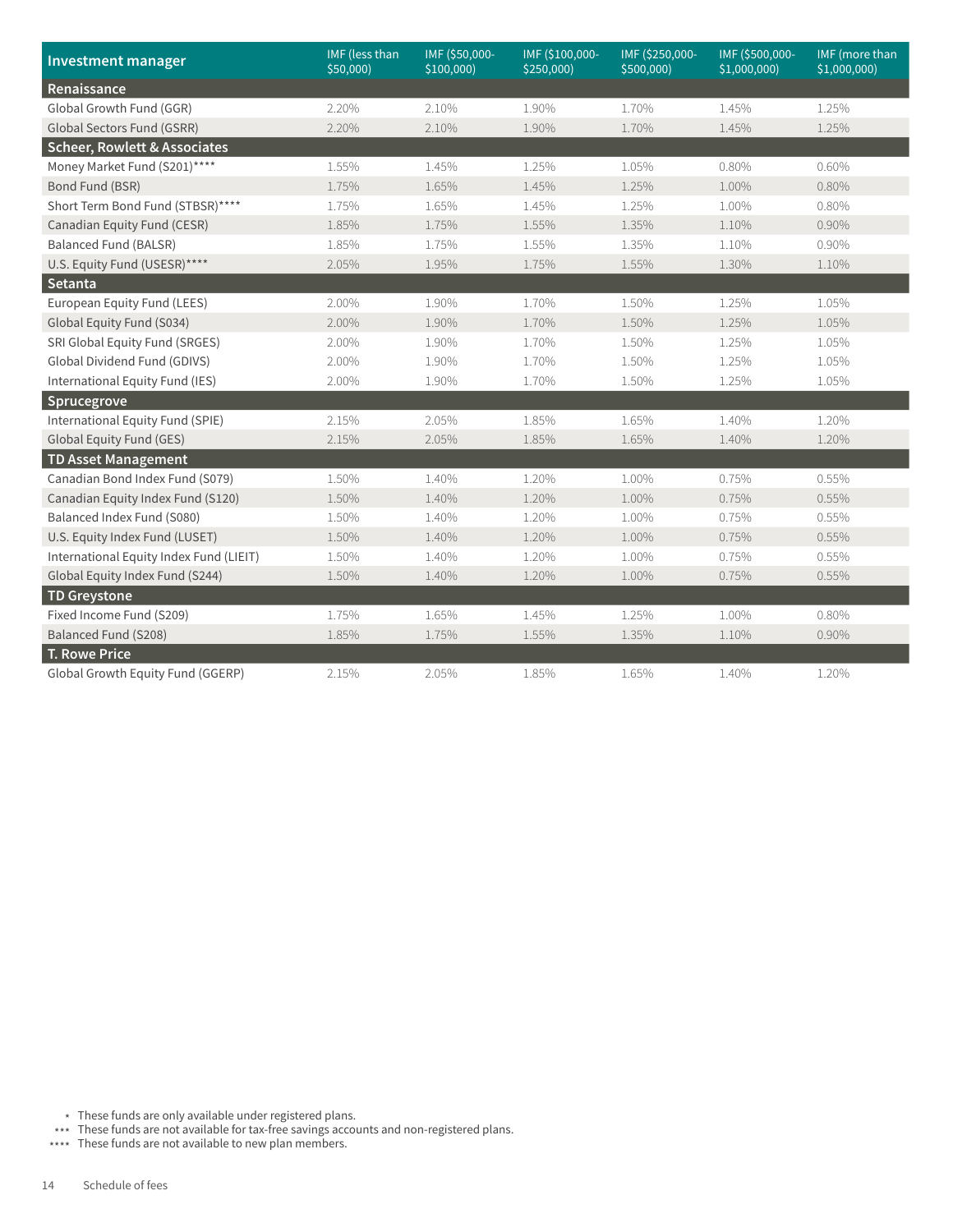| Investment manager | IMF (less than $50,000) | IMF ($50,000-$100,000) | IMF ($100,000-$250,000) | IMF ($250,000-$500,000) | IMF ($500,000-$1,000,000) | IMF (more than $1,000,000) |
|---|---|---|---|---|---|---|
| **Renaissance** | | | | | | |
| Global Growth Fund (GGR) | 2.20% | 2.10% | 1.90% | 1.70% | 1.45% | 1.25% |
| Global Sectors Fund (GSRR) | 2.20% | 2.10% | 1.90% | 1.70% | 1.45% | 1.25% |
| **Scheer, Rowlett & Associates** | | | | | | |
| Money Market Fund (S201)**** | 1.55% | 1.45% | 1.25% | 1.05% | 0.80% | 0.60% |
| Bond Fund (BSR) | 1.75% | 1.65% | 1.45% | 1.25% | 1.00% | 0.80% |
| Short Term Bond Fund (STBSR)**** | 1.75% | 1.65% | 1.45% | 1.25% | 1.00% | 0.80% |
| Canadian Equity Fund (CESR) | 1.85% | 1.75% | 1.55% | 1.35% | 1.10% | 0.90% |
| Balanced Fund (BALSR) | 1.85% | 1.75% | 1.55% | 1.35% | 1.10% | 0.90% |
| U.S. Equity Fund (USESR)**** | 2.05% | 1.95% | 1.75% | 1.55% | 1.30% | 1.10% |
| **Setanta** | | | | | | |
| European Equity Fund (LEES) | 2.00% | 1.90% | 1.70% | 1.50% | 1.25% | 1.05% |
| Global Equity Fund (S034) | 2.00% | 1.90% | 1.70% | 1.50% | 1.25% | 1.05% |
| SRI Global Equity Fund (SRGES) | 2.00% | 1.90% | 1.70% | 1.50% | 1.25% | 1.05% |
| Global Dividend Fund (GDIVS) | 2.00% | 1.90% | 1.70% | 1.50% | 1.25% | 1.05% |
| International Equity Fund (IES) | 2.00% | 1.90% | 1.70% | 1.50% | 1.25% | 1.05% |
| **Sprucegrove** | | | | | | |
| International Equity Fund (SPIE) | 2.15% | 2.05% | 1.85% | 1.65% | 1.40% | 1.20% |
| Global Equity Fund (GES) | 2.15% | 2.05% | 1.85% | 1.65% | 1.40% | 1.20% |
| **TD Asset Management** | | | | | | |
| Canadian Bond Index Fund (S079) | 1.50% | 1.40% | 1.20% | 1.00% | 0.75% | 0.55% |
| Canadian Equity Index Fund (S120) | 1.50% | 1.40% | 1.20% | 1.00% | 0.75% | 0.55% |
| Balanced Index Fund (S080) | 1.50% | 1.40% | 1.20% | 1.00% | 0.75% | 0.55% |
| U.S. Equity Index Fund (LUSET) | 1.50% | 1.40% | 1.20% | 1.00% | 0.75% | 0.55% |
| International Equity Index Fund (LIEIT) | 1.50% | 1.40% | 1.20% | 1.00% | 0.75% | 0.55% |
| Global Equity Index Fund (S244) | 1.50% | 1.40% | 1.20% | 1.00% | 0.75% | 0.55% |
| **TD Greystone** | | | | | | |
| Fixed Income Fund (S209) | 1.75% | 1.65% | 1.45% | 1.25% | 1.00% | 0.80% |
| Balanced Fund (S208) | 1.85% | 1.75% | 1.55% | 1.35% | 1.10% | 0.90% |
| **T. Rowe Price** | | | | | | |
| Global Growth Equity Fund (GGERP) | 2.15% | 2.05% | 1.85% | 1.65% | 1.40% | 1.20% |

* These funds are only available under registered plans.
*** These funds are not available for tax-free savings accounts and non-registered plans.
**** These funds are not available to new plan members.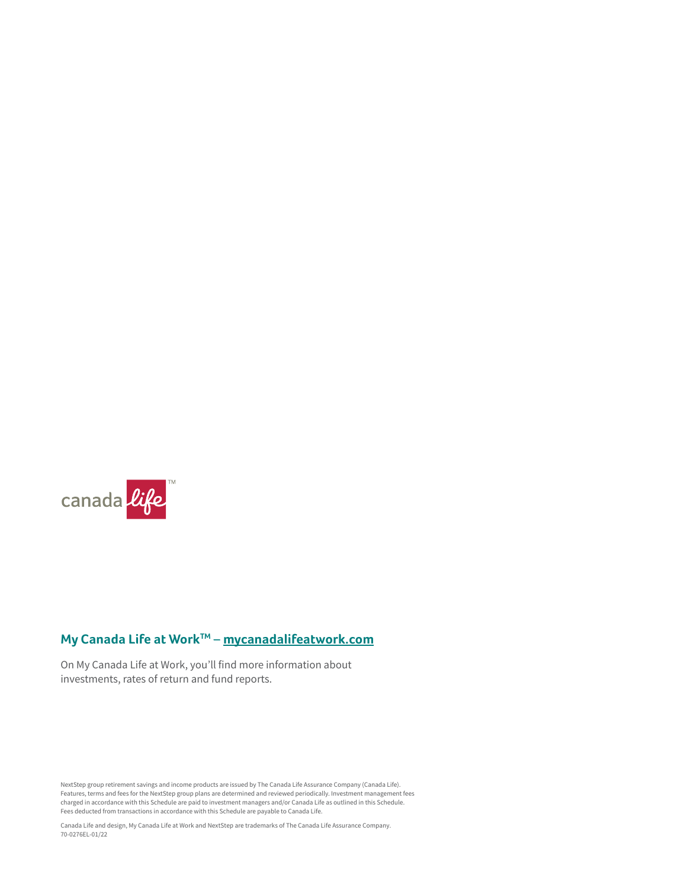**My Canada Life at Work™ – mycanadalifeatwork.com**

On My Canada Life at Work, you'll find more information about investments, rates of return and fund reports.

NextStep group retirement savings and income products are issued by The Canada Life Assurance Company (Canada Life). Features, terms and fees for the NextStep group plans are determined and reviewed periodically. Investment management fees charged in accordance with this Schedule are paid to investment managers and/or Canada Life as outlined in this Schedule. Fees deducted from transactions in accordance with this Schedule are payable to Canada Life.

Canada Life and design, My Canada Life at Work and NextStep are trademarks of The Canada Life Assurance Company.
70-0276EL-01/22